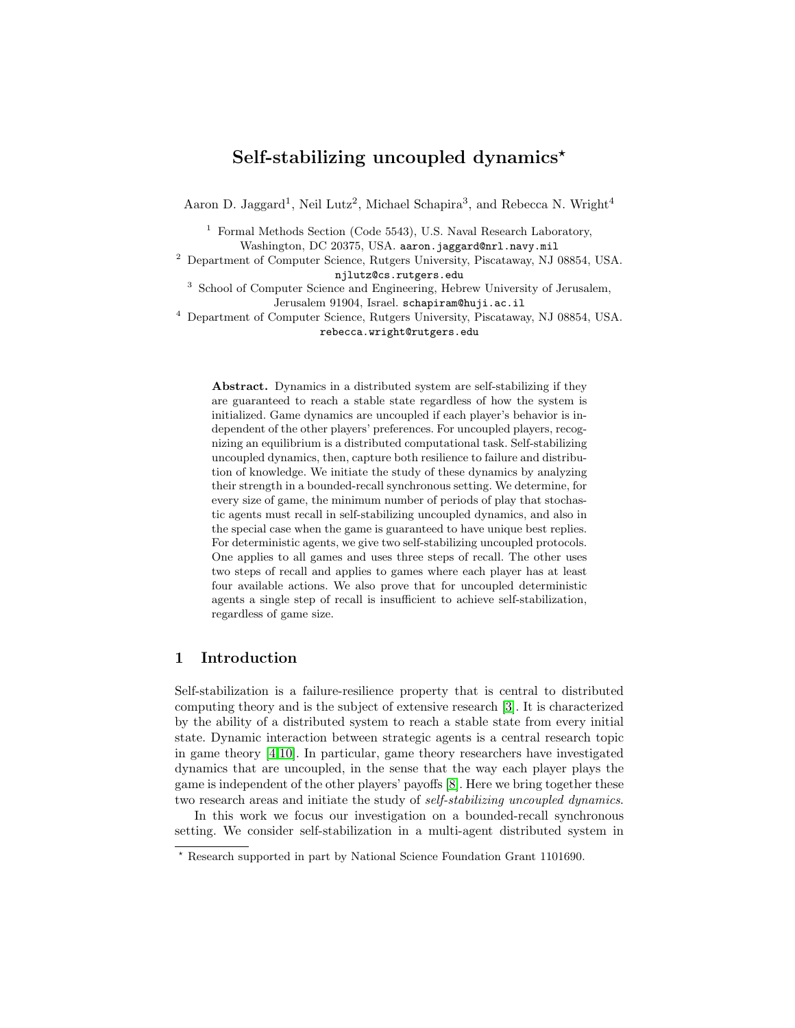# Self-stabilizing uncoupled dynamics*

Aaron D. Jaggard[1], Neil Lutz[2], Michael Schapira[3], and Rebecca N. Wright[4]

[1] Formal Methods Section (Code 5543), U.S. Naval Research Laboratory, Washington, DC 20375, USA. aaron.jaggard@nrl.navy.mil

[2] Department of Computer Science, Rutgers University, Piscataway, NJ 08854, USA. njlutz@cs.rutgers.edu

[3] School of Computer Science and Engineering, Hebrew University of Jerusalem, Jerusalem 91904, Israel. schapiram@huji.ac.il

[4] Department of Computer Science, Rutgers University, Piscataway, NJ 08854, USA. rebecca.wright@rutgers.edu

**Abstract.** Dynamics in a distributed system are self-stabilizing if they are guaranteed to reach a stable state regardless of how the system is initialized. Game dynamics are uncoupled if each player's behavior is independent of the other players' preferences. For uncoupled players, recognizing an equilibrium is a distributed computational task. Self-stabilizing uncoupled dynamics, then, capture both resilience to failure and distribution of knowledge. We initiate the study of these dynamics by analyzing their strength in a bounded-recall synchronous setting. We determine, for every size of game, the minimum number of periods of play that stochastic agents must recall in self-stabilizing uncoupled dynamics, and also in the special case when the game is guaranteed to have unique best replies. For deterministic agents, we give two self-stabilizing uncoupled protocols. One applies to all games and uses three steps of recall. The other uses two steps of recall and applies to games where each player has at least four available actions. We also prove that for uncoupled deterministic agents a single step of recall is insufficient to achieve self-stabilization, regardless of game size.

## 1 Introduction

Self-stabilization is a failure-resilience property that is central to distributed computing theory and is the subject of extensive research [3]. It is characterized by the ability of a distributed system to reach a stable state from every initial state. Dynamic interaction between strategic agents is a central research topic in game theory [4,10]. In particular, game theory researchers have investigated dynamics that are uncoupled, in the sense that the way each player plays the game is independent of the other players' payoffs [8]. Here we bring together these two research areas and initiate the study of *self-stabilizing uncoupled dynamics*.

In this work we focus our investigation on a bounded-recall synchronous setting. We consider self-stabilization in a multi-agent distributed system in

* Research supported in part by National Science Foundation Grant 1101690.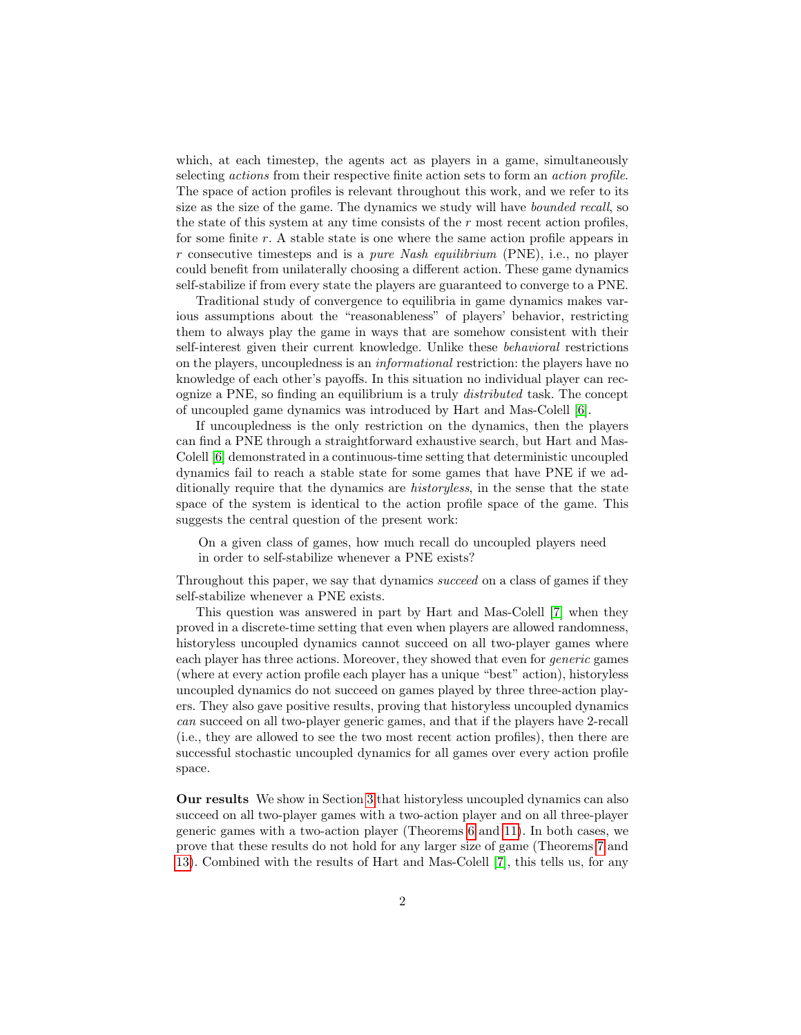which, at each timestep, the agents act as players in a game, simultaneously selecting *actions* from their respective finite action sets to form an *action profile*. The space of action profiles is relevant throughout this work, and we refer to its size as the size of the game. The dynamics we study will have *bounded recall*, so the state of this system at any time consists of the $r$ most recent action profiles, for some finite $r$. A stable state is one where the same action profile appears in $r$ consecutive timesteps and is a *pure Nash equilibrium* (PNE), i.e., no player could benefit from unilaterally choosing a different action. These game dynamics self-stabilize if from every state the players are guaranteed to converge to a PNE.

Traditional study of convergence to equilibria in game dynamics makes various assumptions about the "reasonableness" of players' behavior, restricting them to always play the game in ways that are somehow consistent with their self-interest given their current knowledge. Unlike these *behavioral* restrictions on the players, uncoupledness is an *informational* restriction: the players have no knowledge of each other's payoffs. In this situation no individual player can recognize a PNE, so finding an equilibrium is a truly *distributed* task. The concept of uncoupled game dynamics was introduced by Hart and Mas-Colell [6].

If uncoupledness is the only restriction on the dynamics, then the players can find a PNE through a straightforward exhaustive search, but Hart and Mas-Colell [6] demonstrated in a continuous-time setting that deterministic uncoupled dynamics fail to reach a stable state for some games that have PNE if we additionally require that the dynamics are *historyless*, in the sense that the state space of the system is identical to the action profile space of the game. This suggests the central question of the present work:

> On a given class of games, how much recall do uncoupled players need in order to self-stabilize whenever a PNE exists?

Throughout this paper, we say that dynamics *succeed* on a class of games if they self-stabilize whenever a PNE exists.

This question was answered in part by Hart and Mas-Colell [7] when they proved in a discrete-time setting that even when players are allowed randomness, historyless uncoupled dynamics cannot succeed on all two-player games where each player has three actions. Moreover, they showed that even for *generic* games (where at every action profile each player has a unique "best" action), historyless uncoupled dynamics do not succeed on games played by three three-action players. They also gave positive results, proving that historyless uncoupled dynamics *can* succeed on all two-player generic games, and that if the players have 2-recall (i.e., they are allowed to see the two most recent action profiles), then there are successful stochastic uncoupled dynamics for all games over every action profile space.

**Our results** We show in Section 3 that historyless uncoupled dynamics can also succeed on all two-player games with a two-action player and on all three-player generic games with a two-action player (Theorems 6 and 11). In both cases, we prove that these results do not hold for any larger size of game (Theorems 7 and 13). Combined with the results of Hart and Mas-Colell [7], this tells us, for any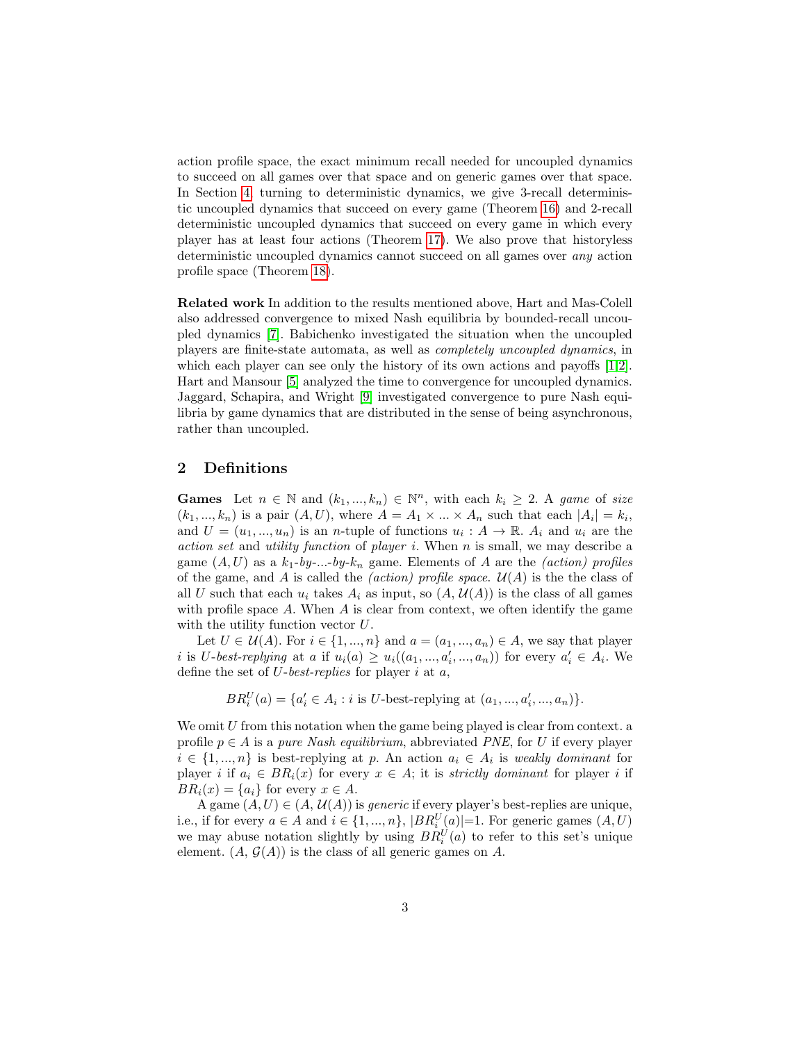action profile space, the exact minimum recall needed for uncoupled dynamics to succeed on all games over that space and on generic games over that space. In Section 4, turning to deterministic dynamics, we give 3-recall deterministic uncoupled dynamics that succeed on every game (Theorem 16) and 2-recall deterministic uncoupled dynamics that succeed on every game in which every player has at least four actions (Theorem 17). We also prove that historyless deterministic uncoupled dynamics cannot succeed on all games over *any* action profile space (Theorem 18).

**Related work** In addition to the results mentioned above, Hart and Mas-Colell also addressed convergence to mixed Nash equilibria by bounded-recall uncoupled dynamics [7]. Babichenko investigated the situation when the uncoupled players are finite-state automata, as well as *completely uncoupled dynamics*, in which each player can see only the history of its own actions and payoffs [1,2]. Hart and Mansour [5] analyzed the time to convergence for uncoupled dynamics. Jaggard, Schapira, and Wright [9] investigated convergence to pure Nash equilibria by game dynamics that are distributed in the sense of being asynchronous, rather than uncoupled.

## 2 Definitions

**Games** Let $n \in \mathbb{N}$ and $(k_1, ..., k_n) \in \mathbb{N}^n$, with each $k_i \geq 2$. A *game* of *size* $(k_1, ..., k_n)$ is a pair $(A, U)$, where $A = A_1 \times ... \times A_n$ such that each $|A_i| = k_i$, and $U = (u_1, ..., u_n)$ is an $n$-tuple of functions $u_i : A \to \mathbb{R}$. $A_i$ and $u_i$ are the *action set* and *utility function* of *player* $i$. When $n$ is small, we may describe a game $(A, U)$ as a $k_1$-*by*-...-*by*-$k_n$ game. Elements of $A$ are the *(action) profiles* of the game, and $A$ is called the *(action) profile space*. $\mathcal{U}(A)$ is the the class of all $U$ such that each $u_i$ takes $A_i$ as input, so $(A, \mathcal{U}(A))$ is the class of all games with profile space $A$. When $A$ is clear from context, we often identify the game with the utility function vector $U$.

Let $U \in \mathcal{U}(A)$. For $i \in \{1, ..., n\}$ and $a = (a_1, ..., a_n) \in A$, we say that player $i$ is $U$-*best-replying* at $a$ if $u_i(a) \geq u_i((a_1, ..., a'_i, ..., a_n))$ for every $a'_i \in A_i$. We define the set of $U$-*best-replies* for player $i$ at $a$,

$$BR_i^U(a) = \{a'_i \in A_i : i \text{ is } U\text{-best-replying at } (a_1, ..., a'_i, ..., a_n)\}.$$

We omit $U$ from this notation when the game being played is clear from context. a profile $p \in A$ is a *pure Nash equilibrium*, abbreviated *PNE*, for $U$ if every player $i \in \{1, ..., n\}$ is best-replying at $p$. An action $a_i \in A_i$ is *weakly dominant* for player $i$ if $a_i \in BR_i(x)$ for every $x \in A$; it is *strictly dominant* for player $i$ if $BR_i(x) = \{a_i\}$ for every $x \in A$.

A game $(A, U) \in (A, \mathcal{U}(A))$ is *generic* if every player's best-replies are unique, i.e., if for every $a \in A$ and $i \in \{1, ..., n\}$, $|BR_i^U(a)|=1$. For generic games $(A, U)$ we may abuse notation slightly by using $BR_i^U(a)$ to refer to this set's unique element. $(A, \mathcal{G}(A))$ is the class of all generic games on $A$.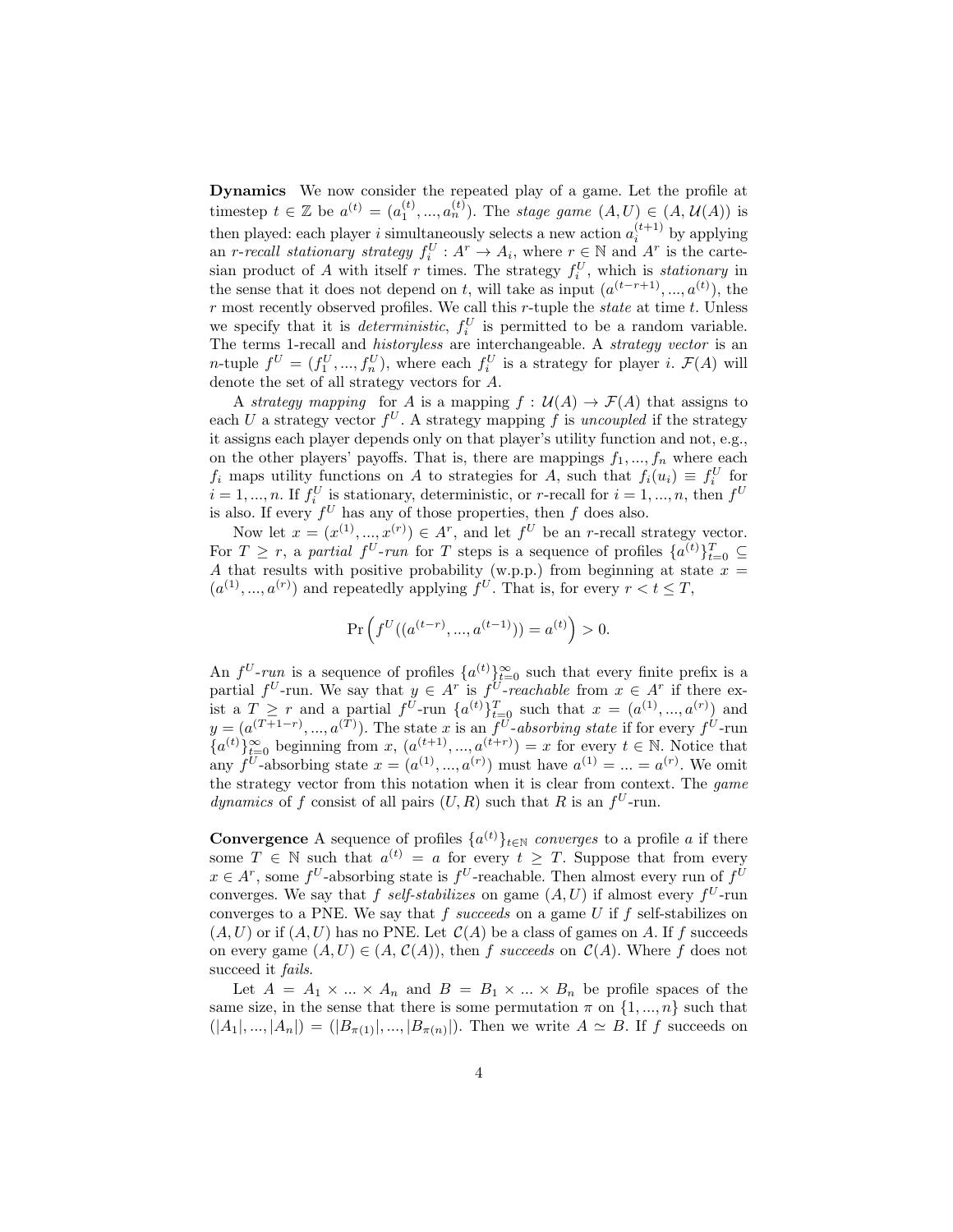**Dynamics** We now consider the repeated play of a game. Let the profile at timestep $t \in \mathbb{Z}$ be $a^{(t)} = (a_1^{(t)}, ..., a_n^{(t)})$. The *stage game* $(A, U) \in (A, \mathcal{U}(A))$ is then played: each player $i$ simultaneously selects a new action $a_i^{(t+1)}$ by applying an *r-recall stationary strategy* $f_i^U : A^r \to A_i$, where $r \in \mathbb{N}$ and $A^r$ is the cartesian product of $A$ with itself $r$ times. The strategy $f_i^U$, which is *stationary* in the sense that it does not depend on $t$, will take as input $(a^{(t-r+1)}, ..., a^{(t)})$, the $r$ most recently observed profiles. We call this $r$-tuple the *state* at time $t$. Unless we specify that it is *deterministic*, $f_i^U$ is permitted to be a random variable. The terms 1-recall and *historyless* are interchangeable. A *strategy vector* is an $n$-tuple $f^U = (f_1^U, ..., f_n^U)$, where each $f_i^U$ is a strategy for player $i$. $\mathcal{F}(A)$ will denote the set of all strategy vectors for $A$.

A *strategy mapping* for $A$ is a mapping $f : \mathcal{U}(A) \to \mathcal{F}(A)$ that assigns to each $U$ a strategy vector $f^U$. A strategy mapping $f$ is *uncoupled* if the strategy it assigns each player depends only on that player's utility function and not, e.g., on the other players' payoffs. That is, there are mappings $f_1, ..., f_n$ where each $f_i$ maps utility functions on $A$ to strategies for $A$, such that $f_i(u_i) \equiv f_i^U$ for $i = 1, ..., n$. If $f_i^U$ is stationary, deterministic, or $r$-recall for $i = 1, ..., n$, then $f^U$ is also. If every $f^U$ has any of those properties, then $f$ does also.

Now let $x = (x^{(1)}, ..., x^{(r)}) \in A^r$, and let $f^U$ be an $r$-recall strategy vector. For $T \geq r$, a *partial $f^U$-run* for $T$ steps is a sequence of profiles $\{a^{(t)}\}_{t=0}^T \subseteq A$ that results with positive probability (w.p.p.) from beginning at state $x = (a^{(1)}, ..., a^{(r)})$ and repeatedly applying $f^U$. That is, for every $r < t \leq T$,

$$\Pr\left(f^U((a^{(t-r)}, ..., a^{(t-1)})) = a^{(t)}\right) > 0.$$

An *$f^U$-run* is a sequence of profiles $\{a^{(t)}\}_{t=0}^\infty$ such that every finite prefix is a partial $f^U$-run. We say that $y \in A^r$ is *$f^U$-reachable* from $x \in A^r$ if there exist a $T \geq r$ and a partial $f^U$-run $\{a^{(t)}\}_{t=0}^T$ such that $x = (a^{(1)}, ..., a^{(r)})$ and $y = (a^{(T+1-r)}, ..., a^{(T)})$. The state $x$ is an *$f^U$-absorbing state* if for every $f^U$-run $\{a^{(t)}\}_{t=0}^\infty$ beginning from $x$, $(a^{(t+1)}, ..., a^{(t+r)}) = x$ for every $t \in \mathbb{N}$. Notice that any $f^U$-absorbing state $x = (a^{(1)}, ..., a^{(r)})$ must have $a^{(1)} = ... = a^{(r)}$. We omit the strategy vector from this notation when it is clear from context. The *game dynamics* of $f$ consist of all pairs $(U, R)$ such that $R$ is an $f^U$-run.

**Convergence** A sequence of profiles $\{a^{(t)}\}_{t \in \mathbb{N}}$ *converges* to a profile $a$ if there some $T \in \mathbb{N}$ such that $a^{(t)} = a$ for every $t \geq T$. Suppose that from every $x \in A^r$, some $f^U$-absorbing state is $f^U$-reachable. Then almost every run of $f^U$ converges. We say that $f$ *self-stabilizes* on game $(A, U)$ if almost every $f^U$-run converges to a PNE. We say that $f$ *succeeds* on a game $U$ if $f$ self-stabilizes on $(A, U)$ or if $(A, U)$ has no PNE. Let $\mathcal{C}(A)$ be a class of games on $A$. If $f$ succeeds on every game $(A, U) \in (A, \mathcal{C}(A))$, then $f$ *succeeds* on $\mathcal{C}(A)$. Where $f$ does not succeed it *fails*.

Let $A = A_1 \times ... \times A_n$ and $B = B_1 \times ... \times B_n$ be profile spaces of the same size, in the sense that there is some permutation $\pi$ on $\{1, ..., n\}$ such that $(|A_1|, ..., |A_n|) = (|B_{\pi(1)}|, ..., |B_{\pi(n)}|)$. Then we write $A \simeq B$. If $f$ succeeds on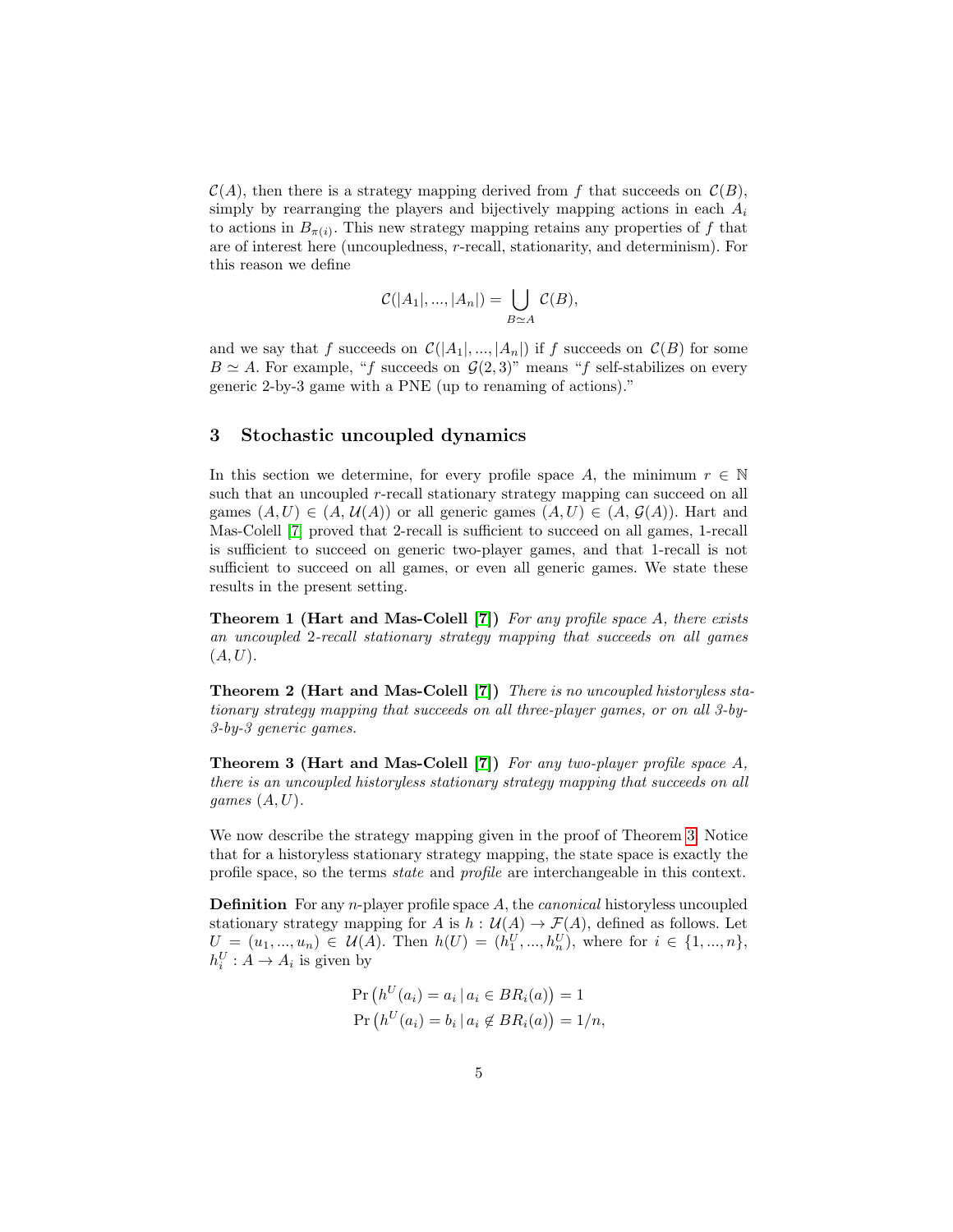$\mathcal{C}(A)$, then there is a strategy mapping derived from $f$ that succeeds on $\mathcal{C}(B)$, simply by rearranging the players and bijectively mapping actions in each $A_i$ to actions in $B_{\pi(i)}$. This new strategy mapping retains any properties of $f$ that are of interest here (uncoupledness, $r$-recall, stationarity, and determinism). For this reason we define

$$\mathcal{C}(|A_1|, ..., |A_n|) = \bigcup_{B \simeq A} \mathcal{C}(B),$$

and we say that $f$ succeeds on $\mathcal{C}(|A_1|, ..., |A_n|)$ if $f$ succeeds on $\mathcal{C}(B)$ for some $B \simeq A$. For example, "$f$ succeeds on $\mathcal{G}(2, 3)$" means "$f$ self-stabilizes on every generic 2-by-3 game with a PNE (up to renaming of actions)."

## 3 Stochastic uncoupled dynamics

In this section we determine, for every profile space $A$, the minimum $r \in \mathbb{N}$ such that an uncoupled $r$-recall stationary strategy mapping can succeed on all games $(A, U) \in (A, \mathcal{U}(A))$ or all generic games $(A, U) \in (A, \mathcal{G}(A))$. Hart and Mas-Colell [7] proved that 2-recall is sufficient to succeed on all games, 1-recall is sufficient to succeed on generic two-player games, and that 1-recall is not sufficient to succeed on all games, or even all generic games. We state these results in the present setting.

**Theorem 1 (Hart and Mas-Colell [7])** *For any profile space $A$, there exists an uncoupled 2-recall stationary strategy mapping that succeeds on all games $(A, U)$.*

**Theorem 2 (Hart and Mas-Colell [7])** *There is no uncoupled historyless stationary strategy mapping that succeeds on all three-player games, or on all 3-by-3-by-3 generic games.*

**Theorem 3 (Hart and Mas-Colell [7])** *For any two-player profile space $A$, there is an uncoupled historyless stationary strategy mapping that succeeds on all games $(A, U)$.*

We now describe the strategy mapping given in the proof of Theorem 3. Notice that for a historyless stationary strategy mapping, the state space is exactly the profile space, so the terms *state* and *profile* are interchangeable in this context.

**Definition** For any $n$-player profile space $A$, the *canonical* historyless uncoupled stationary strategy mapping for $A$ is $h : \mathcal{U}(A) \to \mathcal{F}(A)$, defined as follows. Let $U = (u_1, ..., u_n) \in \mathcal{U}(A)$. Then $h(U) = (h_1^U, ..., h_n^U)$, where for $i \in \{1, ..., n\}$, $h_i^U : A \to A_i$ is given by

$$\Pr\left(h^U(a_i) = a_i \,|\, a_i \in BR_i(a)\right) = 1$$
$$\Pr\left(h^U(a_i) = b_i \,|\, a_i \notin BR_i(a)\right) = 1/n,$$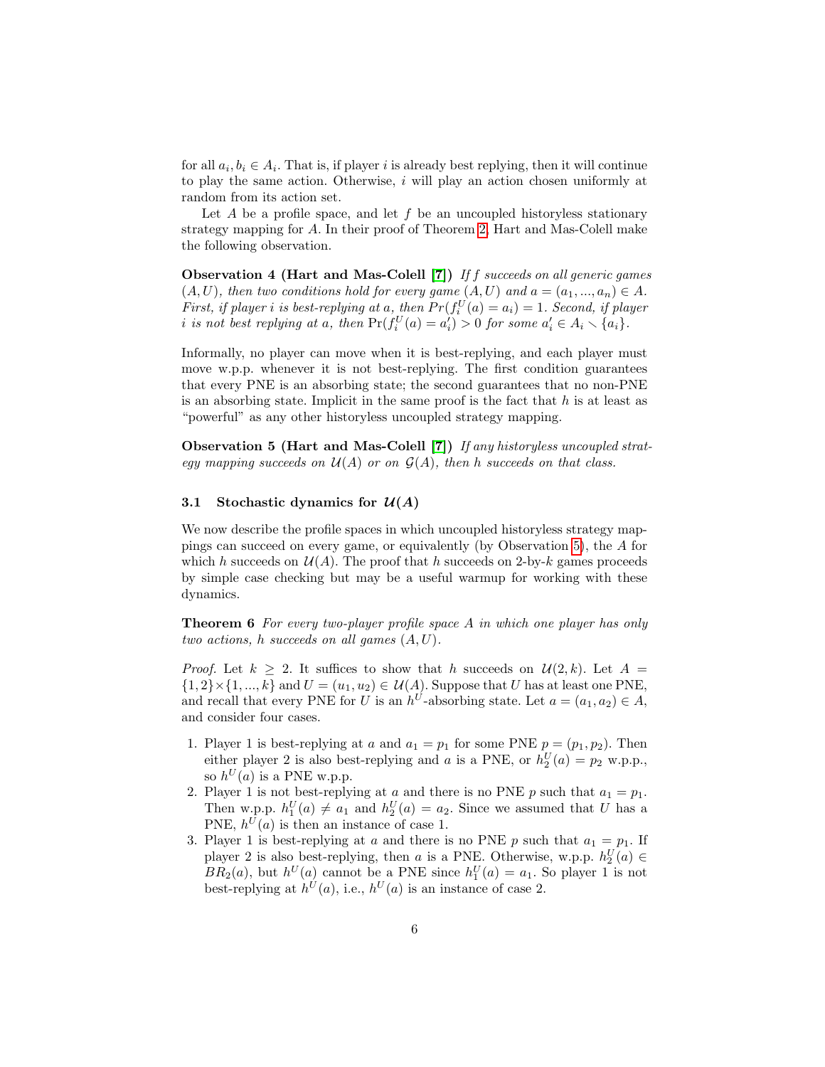for all $a_i, b_i \in A_i$. That is, if player $i$ is already best replying, then it will continue to play the same action. Otherwise, $i$ will play an action chosen uniformly at random from its action set.

Let $A$ be a profile space, and let $f$ be an uncoupled historyless stationary strategy mapping for $A$. In their proof of Theorem 2, Hart and Mas-Colell make the following observation.

**Observation 4 (Hart and Mas-Colell [7])** *If $f$ succeeds on all generic games $(A, U)$, then two conditions hold for every game $(A, U)$ and $a = (a_1, ..., a_n) \in A$. First, if player $i$ is best-replying at $a$, then $Pr(f_i^U(a) = a_i) = 1$. Second, if player $i$ is not best replying at $a$, then $\Pr(f_i^U(a) = a_i') > 0$ for some $a_i' \in A_i \setminus \{a_i\}$.*

Informally, no player can move when it is best-replying, and each player must move w.p.p. whenever it is not best-replying. The first condition guarantees that every PNE is an absorbing state; the second guarantees that no non-PNE is an absorbing state. Implicit in the same proof is the fact that $h$ is at least as "powerful" as any other historyless uncoupled strategy mapping.

**Observation 5 (Hart and Mas-Colell [7])** *If any historyless uncoupled strategy mapping succeeds on $\mathcal{U}(A)$ or on $\mathcal{G}(A)$, then $h$ succeeds on that class.*

### 3.1 Stochastic dynamics for $\mathcal{U}(A)$

We now describe the profile spaces in which uncoupled historyless strategy mappings can succeed on every game, or equivalently (by Observation 5), the $A$ for which $h$ succeeds on $\mathcal{U}(A)$. The proof that $h$ succeeds on 2-by-$k$ games proceeds by simple case checking but may be a useful warmup for working with these dynamics.

**Theorem 6** *For every two-player profile space $A$ in which one player has only two actions, $h$ succeeds on all games $(A, U)$.*

*Proof.* Let $k \geq 2$. It suffices to show that $h$ succeeds on $\mathcal{U}(2, k)$. Let $A = \{1, 2\} \times \{1, ..., k\}$ and $U = (u_1, u_2) \in \mathcal{U}(A)$. Suppose that $U$ has at least one PNE, and recall that every PNE for $U$ is an $h^U$-absorbing state. Let $a = (a_1, a_2) \in A$, and consider four cases.

1. Player 1 is best-replying at $a$ and $a_1 = p_1$ for some PNE $p = (p_1, p_2)$. Then either player 2 is also best-replying and $a$ is a PNE, or $h_2^U(a) = p_2$ w.p.p., so $h^U(a)$ is a PNE w.p.p.
2. Player 1 is not best-replying at $a$ and there is no PNE $p$ such that $a_1 = p_1$. Then w.p.p. $h_1^U(a) \neq a_1$ and $h_2^U(a) = a_2$. Since we assumed that $U$ has a PNE, $h^U(a)$ is then an instance of case 1.
3. Player 1 is best-replying at $a$ and there is no PNE $p$ such that $a_1 = p_1$. If player 2 is also best-replying, then $a$ is a PNE. Otherwise, w.p.p. $h_2^U(a) \in BR_2(a)$, but $h^U(a)$ cannot be a PNE since $h_1^U(a) = a_1$. So player 1 is not best-replying at $h^U(a)$, i.e., $h^U(a)$ is an instance of case 2.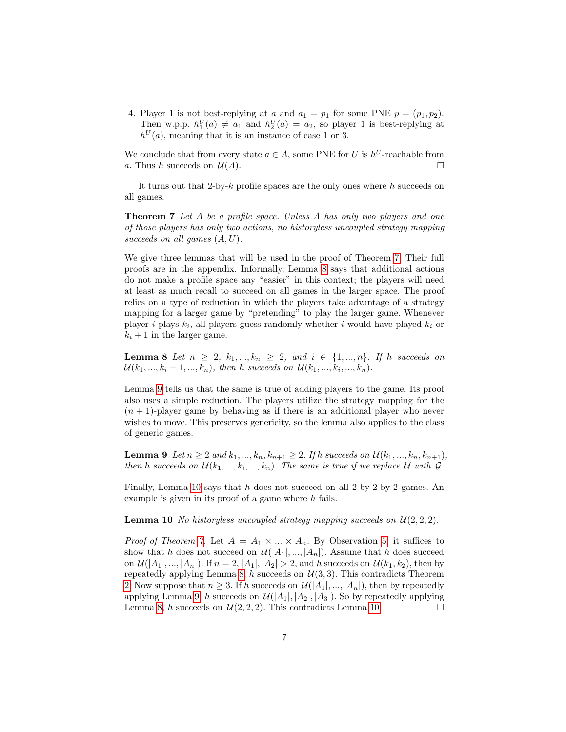4. Player 1 is not best-replying at $a$ and $a_1 = p_1$ for some PNE $p = (p_1, p_2)$. Then w.p.p. $h_1^U(a) \neq a_1$ and $h_2^U(a) = a_2$, so player 1 is best-replying at $h^U(a)$, meaning that it is an instance of case 1 or 3.

We conclude that from every state $a \in A$, some PNE for $U$ is $h^U$-reachable from $a$. Thus $h$ succeeds on $\mathcal{U}(A)$. □

It turns out that 2-by-$k$ profile spaces are the only ones where $h$ succeeds on all games.

**Theorem 7** *Let $A$ be a profile space. Unless $A$ has only two players and one of those players has only two actions, no historyless uncoupled strategy mapping succeeds on all games $(A, U)$.*

We give three lemmas that will be used in the proof of Theorem 7. Their full proofs are in the appendix. Informally, Lemma 8 says that additional actions do not make a profile space any "easier" in this context; the players will need at least as much recall to succeed on all games in the larger space. The proof relies on a type of reduction in which the players take advantage of a strategy mapping for a larger game by "pretending" to play the larger game. Whenever player $i$ plays $k_i$, all players guess randomly whether $i$ would have played $k_i$ or $k_i + 1$ in the larger game.

**Lemma 8** *Let $n \geq 2$, $k_1, ..., k_n \geq 2$, and $i \in \{1, ..., n\}$. If $h$ succeeds on $\mathcal{U}(k_1, ..., k_i + 1, ..., k_n)$, then $h$ succeeds on $\mathcal{U}(k_1, ..., k_i, ..., k_n)$.*

Lemma 9 tells us that the same is true of adding players to the game. Its proof also uses a simple reduction. The players utilize the strategy mapping for the $(n+1)$-player game by behaving as if there is an additional player who never wishes to move. This preserves genericity, so the lemma also applies to the class of generic games.

**Lemma 9** *Let $n \geq 2$ and $k_1, ..., k_n, k_{n+1} \geq 2$. If $h$ succeeds on $\mathcal{U}(k_1, ..., k_n, k_{n+1})$, then $h$ succeeds on $\mathcal{U}(k_1, ..., k_i, ..., k_n)$. The same is true if we replace $\mathcal{U}$ with $\mathcal{G}$.*

Finally, Lemma 10 says that $h$ does not succeed on all 2-by-2-by-2 games. An example is given in its proof of a game where $h$ fails.

**Lemma 10** *No historyless uncoupled strategy mapping succeeds on $\mathcal{U}(2, 2, 2)$.*

*Proof of Theorem 7.* Let $A = A_1 \times ... \times A_n$. By Observation 5, it suffices to show that $h$ does not succeed on $\mathcal{U}(|A_1|, ..., |A_n|)$. Assume that $h$ does succeed on $\mathcal{U}(|A_1|, ..., |A_n|)$. If $n = 2$, $|A_1|, |A_2| > 2$, and $h$ succeeds on $\mathcal{U}(k_1, k_2)$, then by repeatedly applying Lemma 8, $h$ succeeds on $\mathcal{U}(3, 3)$. This contradicts Theorem 2. Now suppose that $n \geq 3$. If $h$ succeeds on $\mathcal{U}(|A_1|, ..., |A_n|)$, then by repeatedly applying Lemma 9, $h$ succeeds on $\mathcal{U}(|A_1|, |A_2|, |A_3|)$. So by repeatedly applying Lemma 8, $h$ succeeds on $\mathcal{U}(2, 2, 2)$. This contradicts Lemma 10. □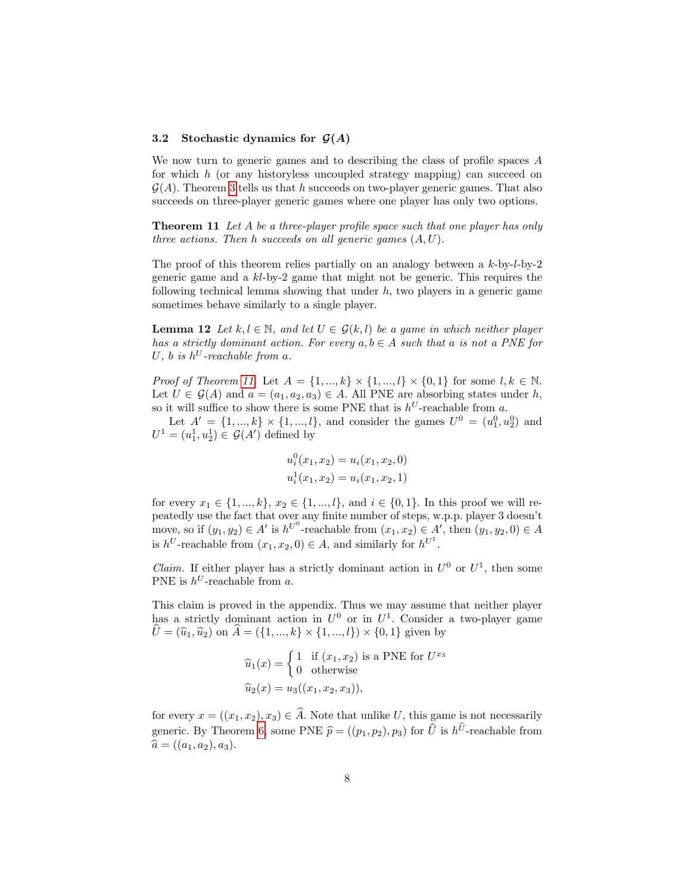### 3.2 Stochastic dynamics for $\mathcal{G}(A)$

We now turn to generic games and to describing the class of profile spaces $A$ for which $h$ (or any historyless uncoupled strategy mapping) can succeed on $\mathcal{G}(A)$. Theorem 3 tells us that $h$ succeeds on two-player generic games. That also succeeds on three-player generic games where one player has only two options.

**Theorem 11** *Let $A$ be a three-player profile space such that one player has only three actions. Then $h$ succeeds on all generic games $(A, U)$.*

The proof of this theorem relies partially on an analogy between a $k$-by-$l$-by-2 generic game and a $kl$-by-2 game that might not be generic. This requires the following technical lemma showing that under $h$, two players in a generic game sometimes behave similarly to a single player.

**Lemma 12** *Let $k, l \in \mathbb{N}$, and let $U \in \mathcal{G}(k, l)$ be a game in which neither player has a strictly dominant action. For every $a, b \in A$ such that $a$ is not a PNE for $U$, $b$ is $h^U$-reachable from $a$.*

*Proof of Theorem 11.* Let $A = \{1, ..., k\} \times \{1, ..., l\} \times \{0, 1\}$ for some $l, k \in \mathbb{N}$. Let $U \in \mathcal{G}(A)$ and $a = (a_1, a_2, a_3) \in A$. All PNE are absorbing states under $h$, so it will suffice to show there is some PNE that is $h^U$-reachable from $a$.

Let $A' = \{1, ..., k\} \times \{1, ..., l\}$, and consider the games $U^0 = (u_1^0, u_2^0)$ and $U^1 = (u_1^1, u_2^1) \in \mathcal{G}(A')$ defined by

$$u_i^0(x_1, x_2) = u_i(x_1, x_2, 0)$$
$$u_i^1(x_1, x_2) = u_i(x_1, x_2, 1)$$

for every $x_1 \in \{1, ..., k\}$, $x_2 \in \{1, ..., l\}$, and $i \in \{0, 1\}$. In this proof we will repeatedly use the fact that over any finite number of steps, w.p.p. player 3 doesn't move, so if $(y_1, y_2) \in A'$ is $h^{U^0}$-reachable from $(x_1, x_2) \in A'$, then $(y_1, y_2, 0) \in A$ is $h^U$-reachable from $(x_1, x_2, 0) \in A$, and similarly for $h^{U^1}$.

*Claim.* If either player has a strictly dominant action in $U^0$ or $U^1$, then some PNE is $h^U$-reachable from $a$.

This claim is proved in the appendix. Thus we may assume that neither player has a strictly dominant action in $U^0$ or in $U^1$. Consider a two-player game $\widehat{U} = (\widehat{u}_1, \widehat{u}_2)$ on $\widehat{A} = (\{1, ..., k\} \times \{1, ..., l\}) \times \{0, 1\}$ given by

$$\widehat{u}_1(x) = \begin{cases} 1 & \text{if } (x_1, x_2) \text{ is a PNE for } U^{x_3} \\ 0 & \text{otherwise} \end{cases}$$
$$\widehat{u}_2(x) = u_3((x_1, x_2, x_3)),$$

for every $x = ((x_1, x_2), x_3) \in \widehat{A}$. Note that unlike $U$, this game is not necessarily generic. By Theorem 6, some PNE $\widehat{p} = ((p_1, p_2), p_3)$ for $\widehat{U}$ is $h^{\widehat{U}}$-reachable from $\widehat{a} = ((a_1, a_2), a_3)$.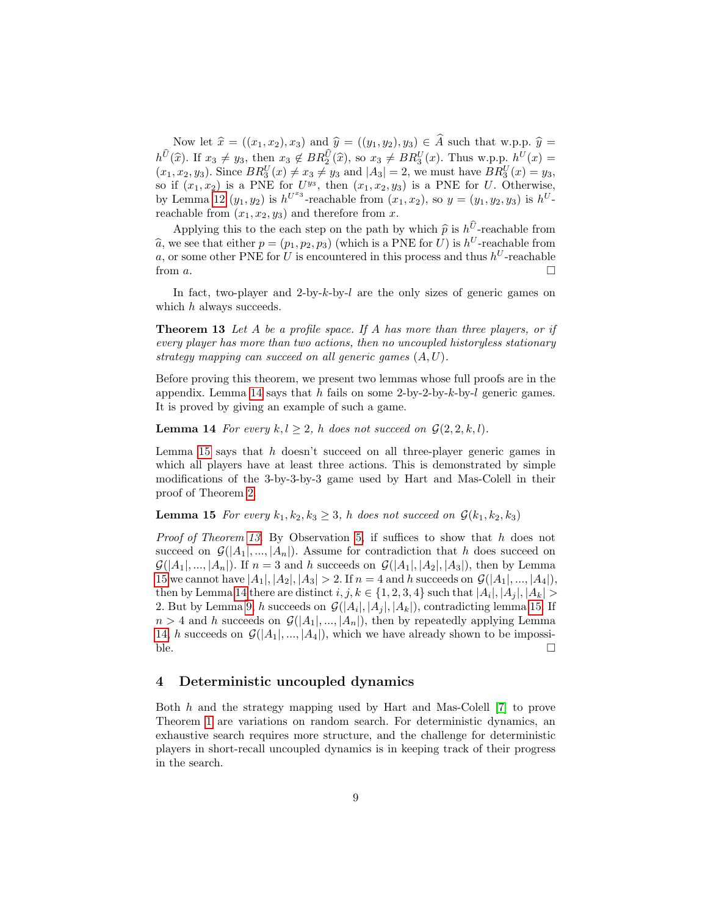Now let $\widehat{x} = ((x_1, x_2), x_3)$ and $\widehat{y} = ((y_1, y_2), y_3) \in \widehat{A}$ such that w.p.p. $\widehat{y} = h^{\widehat{U}}(\widehat{x})$. If $x_3 \neq y_3$, then $x_3 \notin BR_2^{\widehat{U}}(\widehat{x})$, so $x_3 \neq BR_3^U(x)$. Thus w.p.p. $h^U(x) = (x_1, x_2, y_3)$. Since $BR_3^U(x) \neq x_3 \neq y_3$ and $|A_3| = 2$, we must have $BR_3^U(x) = y_3$, so if $(x_1, x_2)$ is a PNE for $U^{y_3}$, then $(x_1, x_2, y_3)$ is a PNE for $U$. Otherwise, by Lemma 12 $(y_1, y_2)$ is $h^{U^{x_3}}$-reachable from $(x_1, x_2)$, so $y = (y_1, y_2, y_3)$ is $h^U$-reachable from $(x_1, x_2, y_3)$ and therefore from $x$.

Applying this to the each step on the path by which $\widehat{p}$ is $h^{\widehat{U}}$-reachable from $\widehat{a}$, we see that either $p = (p_1, p_2, p_3)$ (which is a PNE for $U$) is $h^U$-reachable from $a$, or some other PNE for $U$ is encountered in this process and thus $h^U$-reachable from $a$. □

In fact, two-player and 2-by-$k$-by-$l$ are the only sizes of generic games on which $h$ always succeeds.

**Theorem 13** *Let $A$ be a profile space. If $A$ has more than three players, or if every player has more than two actions, then no uncoupled historyless stationary strategy mapping can succeed on all generic games $(A, U)$.*

Before proving this theorem, we present two lemmas whose full proofs are in the appendix. Lemma 14 says that $h$ fails on some 2-by-2-by-$k$-by-$l$ generic games. It is proved by giving an example of such a game.

**Lemma 14** *For every $k, l \geq 2$, $h$ does not succeed on $\mathcal{G}(2, 2, k, l)$.*

Lemma 15 says that $h$ doesn't succeed on all three-player generic games in which all players have at least three actions. This is demonstrated by simple modifications of the 3-by-3-by-3 game used by Hart and Mas-Colell in their proof of Theorem 2.

**Lemma 15** *For every $k_1, k_2, k_3 \geq 3$, $h$ does not succeed on $\mathcal{G}(k_1, k_2, k_3)$*

*Proof of Theorem 13.* By Observation 5, if suffices to show that $h$ does not succeed on $\mathcal{G}(|A_1|, ..., |A_n|)$. Assume for contradiction that $h$ does succeed on $\mathcal{G}(|A_1|, ..., |A_n|)$. If $n = 3$ and $h$ succeeds on $\mathcal{G}(|A_1|, |A_2|, |A_3|)$, then by Lemma 15 we cannot have $|A_1|, |A_2|, |A_3| > 2$. If $n = 4$ and $h$ succeeds on $\mathcal{G}(|A_1|, ..., |A_4|)$, then by Lemma 14 there are distinct $i, j, k \in \{1, 2, 3, 4\}$ such that $|A_i|, |A_j|, |A_k| > 2$. But by Lemma 9, $h$ succeeds on $\mathcal{G}(|A_i|, |A_j|, |A_k|)$, contradicting lemma 15. If $n > 4$ and $h$ succeeds on $\mathcal{G}(|A_1|, ..., |A_n|)$, then by repeatedly applying Lemma 14, $h$ succeeds on $\mathcal{G}(|A_1|, ..., |A_4|)$, which we have already shown to be impossible. □

## 4 Deterministic uncoupled dynamics

Both $h$ and the strategy mapping used by Hart and Mas-Colell [7] to prove Theorem 1 are variations on random search. For deterministic dynamics, an exhaustive search requires more structure, and the challenge for deterministic players in short-recall uncoupled dynamics is in keeping track of their progress in the search.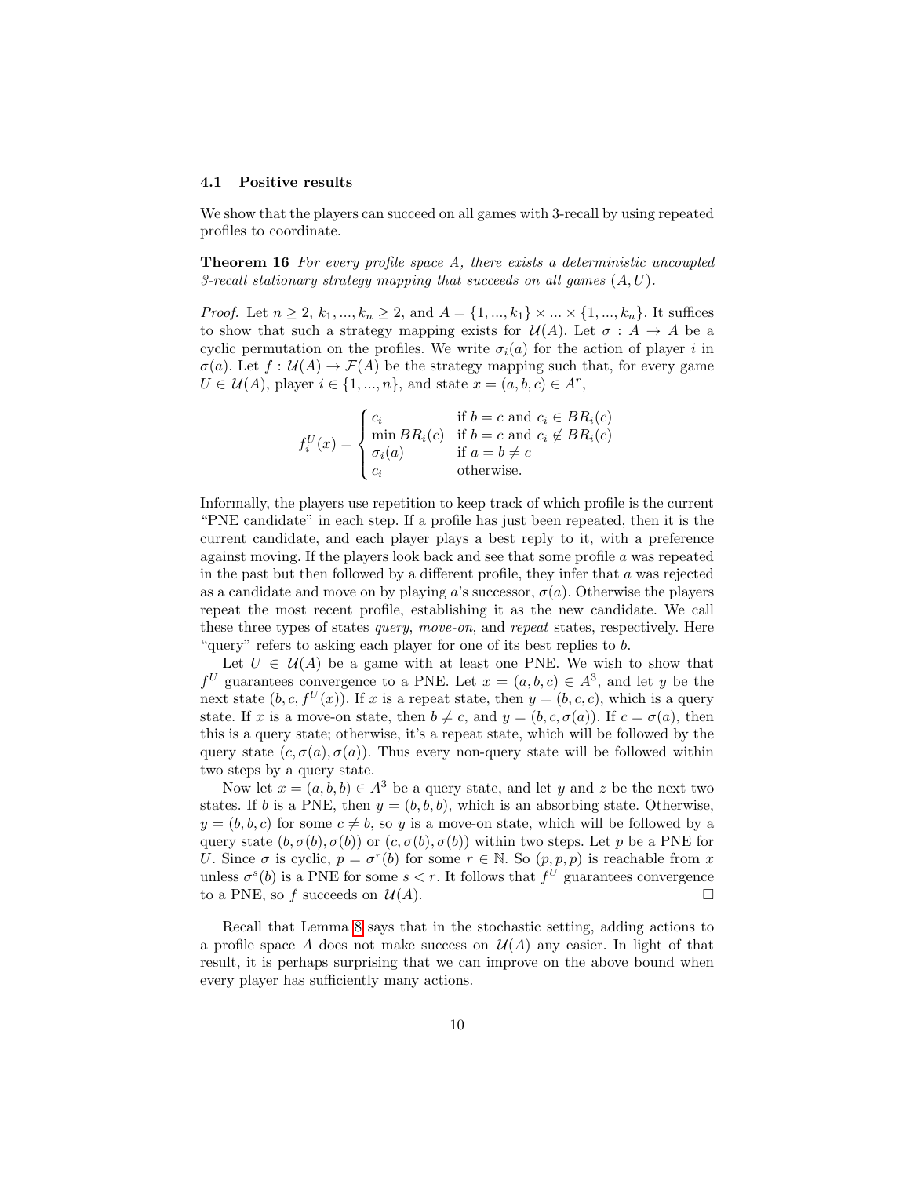### 4.1 Positive results

We show that the players can succeed on all games with 3-recall by using repeated profiles to coordinate.

**Theorem 16** *For every profile space $A$, there exists a deterministic uncoupled 3-recall stationary strategy mapping that succeeds on all games $(A, U)$.*

*Proof.* Let $n \geq 2$, $k_1, ..., k_n \geq 2$, and $A = \{1, ..., k_1\} \times ... \times \{1, ..., k_n\}$. It suffices to show that such a strategy mapping exists for $\mathcal{U}(A)$. Let $\sigma : A \to A$ be a cyclic permutation on the profiles. We write $\sigma_i(a)$ for the action of player $i$ in $\sigma(a)$. Let $f : \mathcal{U}(A) \to \mathcal{F}(A)$ be the strategy mapping such that, for every game $U \in \mathcal{U}(A)$, player $i \in \{1, ..., n\}$, and state $x = (a, b, c) \in A^r$,

$$f_i^U(x) = \begin{cases} c_i & \text{if } b = c \text{ and } c_i \in BR_i(c) \\ \min BR_i(c) & \text{if } b = c \text{ and } c_i \notin BR_i(c) \\ \sigma_i(a) & \text{if } a = b \neq c \\ c_i & \text{otherwise.} \end{cases}$$

Informally, the players use repetition to keep track of which profile is the current "PNE candidate" in each step. If a profile has just been repeated, then it is the current candidate, and each player plays a best reply to it, with a preference against moving. If the players look back and see that some profile $a$ was repeated in the past but then followed by a different profile, they infer that $a$ was rejected as a candidate and move on by playing $a$'s successor, $\sigma(a)$. Otherwise the players repeat the most recent profile, establishing it as the new candidate. We call these three types of states *query*, *move-on*, and *repeat* states, respectively. Here "query" refers to asking each player for one of its best replies to $b$.

Let $U \in \mathcal{U}(A)$ be a game with at least one PNE. We wish to show that $f^U$ guarantees convergence to a PNE. Let $x = (a, b, c) \in A^3$, and let $y$ be the next state $(b, c, f^U(x))$. If $x$ is a repeat state, then $y = (b, c, c)$, which is a query state. If $x$ is a move-on state, then $b \neq c$, and $y = (b, c, \sigma(a))$. If $c = \sigma(a)$, then this is a query state; otherwise, it's a repeat state, which will be followed by the query state $(c, \sigma(a), \sigma(a))$. Thus every non-query state will be followed within two steps by a query state.

Now let $x = (a, b, b) \in A^3$ be a query state, and let $y$ and $z$ be the next two states. If $b$ is a PNE, then $y = (b, b, b)$, which is an absorbing state. Otherwise, $y = (b, b, c)$ for some $c \neq b$, so $y$ is a move-on state, which will be followed by a query state $(b, \sigma(b), \sigma(b))$ or $(c, \sigma(b), \sigma(b))$ within two steps. Let $p$ be a PNE for $U$. Since $\sigma$ is cyclic, $p = \sigma^r(b)$ for some $r \in \mathbb{N}$. So $(p, p, p)$ is reachable from $x$ unless $\sigma^s(b)$ is a PNE for some $s < r$. It follows that $f^U$ guarantees convergence to a PNE, so $f$ succeeds on $\mathcal{U}(A)$. □

Recall that Lemma 8 says that in the stochastic setting, adding actions to a profile space $A$ does not make success on $\mathcal{U}(A)$ any easier. In light of that result, it is perhaps surprising that we can improve on the above bound when every player has sufficiently many actions.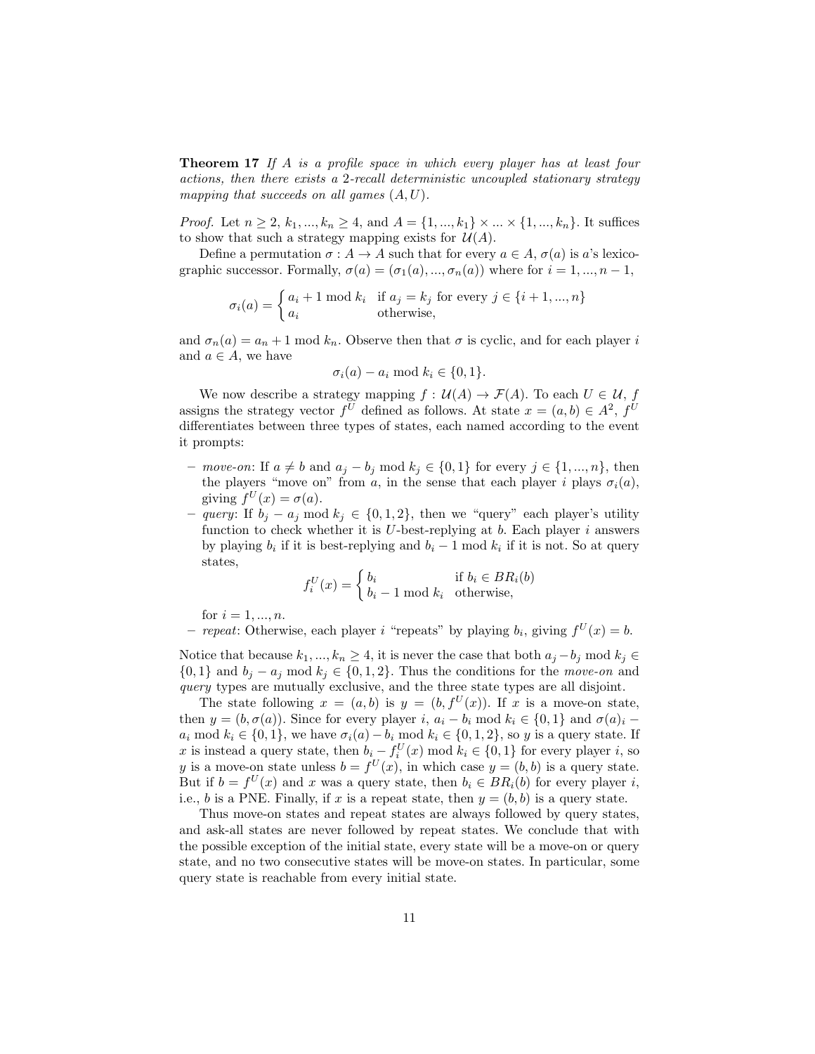**Theorem 17** *If $A$ is a profile space in which every player has at least four actions, then there exists a 2-recall deterministic uncoupled stationary strategy mapping that succeeds on all games $(A, U)$.*

*Proof.* Let $n \geq 2$, $k_1, ..., k_n \geq 4$, and $A = \{1, ..., k_1\} \times ... \times \{1, ..., k_n\}$. It suffices to show that such a strategy mapping exists for $\mathcal{U}(A)$.

Define a permutation $\sigma : A \to A$ such that for every $a \in A$, $\sigma(a)$ is $a$'s lexicographic successor. Formally, $\sigma(a) = (\sigma_1(a), ..., \sigma_n(a))$ where for $i = 1, ..., n-1$,

$$\sigma_i(a) = \begin{cases} a_i + 1 \bmod k_i & \text{if } a_j = k_j \text{ for every } j \in \{i+1, ..., n\} \\ a_i & \text{otherwise,} \end{cases}$$

and $\sigma_n(a) = a_n + 1 \bmod k_n$. Observe then that $\sigma$ is cyclic, and for each player $i$ and $a \in A$, we have

$$\sigma_i(a) - a_i \bmod k_i \in \{0, 1\}.$$

We now describe a strategy mapping $f : \mathcal{U}(A) \to \mathcal{F}(A)$. To each $U \in \mathcal{U}$, $f$ assigns the strategy vector $f^U$ defined as follows. At state $x = (a, b) \in A^2$, $f^U$ differentiates between three types of states, each named according to the event it prompts:

- *move-on*: If $a \neq b$ and $a_j - b_j \bmod k_j \in \{0, 1\}$ for every $j \in \{1, ..., n\}$, then the players "move on" from $a$, in the sense that each player $i$ plays $\sigma_i(a)$, giving $f^U(x) = \sigma(a)$.
- *query*: If $b_j - a_j \bmod k_j \in \{0, 1, 2\}$, then we "query" each player's utility function to check whether it is $U$-best-replying at $b$. Each player $i$ answers by playing $b_i$ if it is best-replying and $b_i - 1 \bmod k_i$ if it is not. So at query states,
$$f_i^U(x) = \begin{cases} b_i & \text{if } b_i \in BR_i(b) \\ b_i - 1 \bmod k_i & \text{otherwise,} \end{cases}$$
for $i = 1, ..., n$.
- *repeat*: Otherwise, each player $i$ "repeats" by playing $b_i$, giving $f^U(x) = b$.

Notice that because $k_1, ..., k_n \geq 4$, it is never the case that both $a_j - b_j \bmod k_j \in \{0, 1\}$ and $b_j - a_j \bmod k_j \in \{0, 1, 2\}$. Thus the conditions for the *move-on* and *query* types are mutually exclusive, and the three state types are all disjoint.

The state following $x = (a, b)$ is $y = (b, f^U(x))$. If $x$ is a move-on state, then $y = (b, \sigma(a))$. Since for every player $i$, $a_i - b_i \bmod k_i \in \{0, 1\}$ and $\sigma(a)_i - a_i \bmod k_i \in \{0, 1\}$, we have $\sigma_i(a) - b_i \bmod k_i \in \{0, 1, 2\}$, so $y$ is a query state. If $x$ is instead a query state, then $b_i - f_i^U(x) \bmod k_i \in \{0, 1\}$ for every player $i$, so $y$ is a move-on state unless $b = f^U(x)$, in which case $y = (b, b)$ is a query state. But if $b = f^U(x)$ and $x$ was a query state, then $b_i \in BR_i(b)$ for every player $i$, i.e., $b$ is a PNE. Finally, if $x$ is a repeat state, then $y = (b, b)$ is a query state.

Thus move-on states and repeat states are always followed by query states, and ask-all states are never followed by repeat states. We conclude that with the possible exception of the initial state, every state will be a move-on or query state, and no two consecutive states will be move-on states. In particular, some query state is reachable from every initial state.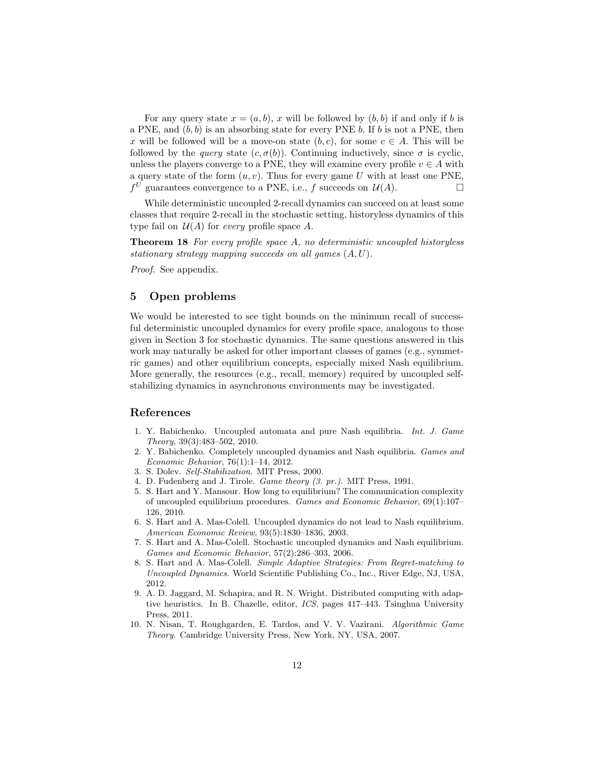For any query state $x = (a, b)$, $x$ will be followed by $(b, b)$ if and only if $b$ is a PNE, and $(b, b)$ is an absorbing state for every PNE $b$. If $b$ is not a PNE, then $x$ will be followed will be a move-on state $(b, c)$, for some $c \in A$. This will be followed by the *query* state $(c, \sigma(b))$. Continuing inductively, since $\sigma$ is cyclic, unless the players converge to a PNE, they will examine every profile $v \in A$ with a query state of the form $(u, v)$. Thus for every game $U$ with at least one PNE, $f^U$ guarantees convergence to a PNE, i.e., $f$ succeeds on $\mathcal{U}(A)$. □

While deterministic uncoupled 2-recall dynamics can succeed on at least some classes that require 2-recall in the stochastic setting, historyless dynamics of this type fail on $\mathcal{U}(A)$ for *every* profile space $A$.

**Theorem 18** *For every profile space $A$, no deterministic uncoupled historyless stationary strategy mapping succeeds on all games $(A, U)$.*

*Proof.* See appendix.

## 5 Open problems

We would be interested to see tight bounds on the minimum recall of successful deterministic uncoupled dynamics for every profile space, analogous to those given in Section 3 for stochastic dynamics. The same questions answered in this work may naturally be asked for other important classes of games (e.g., symmetric games) and other equilibrium concepts, especially mixed Nash equilibrium. More generally, the resources (e.g., recall, memory) required by uncoupled self-stabilizing dynamics in asynchronous environments may be investigated.

## References

1. Y. Babichenko. Uncoupled automata and pure Nash equilibria. *Int. J. Game Theory*, 39(3):483–502, 2010.
2. Y. Babichenko. Completely uncoupled dynamics and Nash equilibria. *Games and Economic Behavior*, 76(1):1–14, 2012.
3. S. Dolev. *Self-Stabilization*. MIT Press, 2000.
4. D. Fudenberg and J. Tirole. *Game theory (3. pr.)*. MIT Press, 1991.
5. S. Hart and Y. Mansour. How long to equilibrium? The communication complexity of uncoupled equilibrium procedures. *Games and Economic Behavior*, 69(1):107–126, 2010.
6. S. Hart and A. Mas-Colell. Uncoupled dynamics do not lead to Nash equilibrium. *American Economic Review*, 93(5):1830–1836, 2003.
7. S. Hart and A. Mas-Colell. Stochastic uncoupled dynamics and Nash equilibrium. *Games and Economic Behavior*, 57(2):286–303, 2006.
8. S. Hart and A. Mas-Colell. *Simple Adaptive Strategies: From Regret-matching to Uncoupled Dynamics*. World Scientific Publishing Co., Inc., River Edge, NJ, USA, 2012.
9. A. D. Jaggard, M. Schapira, and R. N. Wright. Distributed computing with adaptive heuristics. In B. Chazelle, editor, *ICS*, pages 417–443. Tsinghua University Press, 2011.
10. N. Nisan, T. Roughgarden, E. Tardos, and V. V. Vazirani. *Algorithmic Game Theory*. Cambridge University Press, New York, NY, USA, 2007.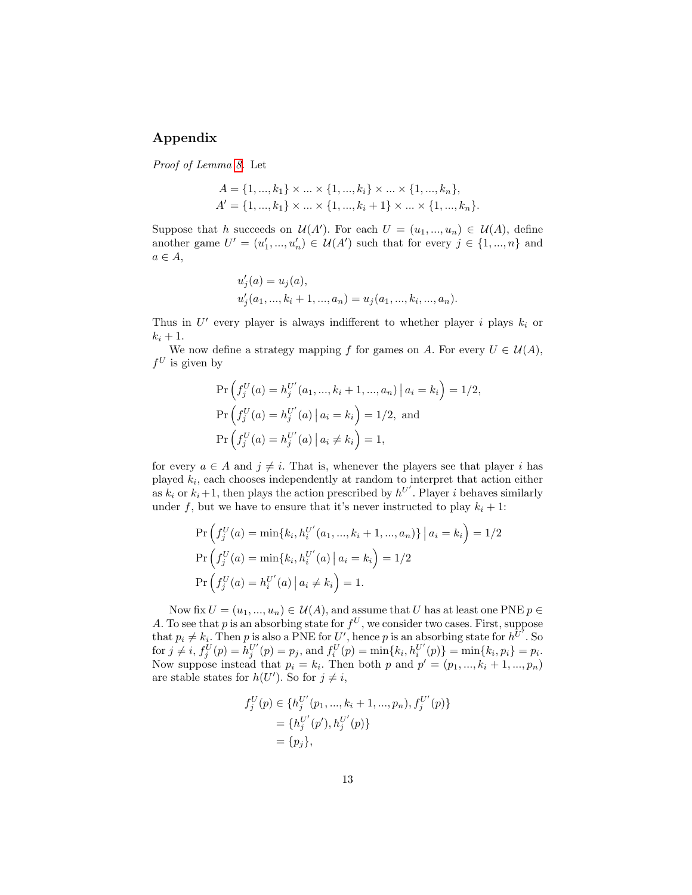## Appendix

*Proof of Lemma 8.* Let

$$A = \{1, ..., k_1\} \times ... \times \{1, ..., k_i\} \times ... \times \{1, ..., k_n\},$$
$$A' = \{1, ..., k_1\} \times ... \times \{1, ..., k_i + 1\} \times ... \times \{1, ..., k_n\}.$$

Suppose that $h$ succeeds on $\mathcal{U}(A')$. For each $U = (u_1, ..., u_n) \in \mathcal{U}(A)$, define another game $U' = (u'_1, ..., u'_n) \in \mathcal{U}(A')$ such that for every $j \in \{1, ..., n\}$ and $a \in A$,

$$u'_j(a) = u_j(a),$$
$$u'_j(a_1, ..., k_i + 1, ..., a_n) = u_j(a_1, ..., k_i, ..., a_n).$$

Thus in $U'$ every player is always indifferent to whether player $i$ plays $k_i$ or $k_i + 1$.

We now define a strategy mapping $f$ for games on $A$. For every $U \in \mathcal{U}(A)$, $f^U$ is given by

$$\Pr\left(f_j^U(a) = h_j^{U'}(a_1, ..., k_i + 1, ..., a_n) \,\middle|\, a_i = k_i\right) = 1/2,$$
$$\Pr\left(f_j^U(a) = h_j^{U'}(a) \,\middle|\, a_i = k_i\right) = 1/2, \text{ and}$$
$$\Pr\left(f_j^U(a) = h_j^{U'}(a) \,\middle|\, a_i \neq k_i\right) = 1,$$

for every $a \in A$ and $j \neq i$. That is, whenever the players see that player $i$ has played $k_i$, each chooses independently at random to interpret that action either as $k_i$ or $k_i + 1$, then plays the action prescribed by $h^{U'}$. Player $i$ behaves similarly under $f$, but we have to ensure that it's never instructed to play $k_i + 1$:

$$\Pr\left(f_j^U(a) = \min\{k_i, h_i^{U'}(a_1, ..., k_i + 1, ..., a_n)\} \,\middle|\, a_i = k_i\right) = 1/2$$
$$\Pr\left(f_j^U(a) = \min\{k_i, h_i^{U'}(a) \,\middle|\, a_i = k_i\right) = 1/2$$
$$\Pr\left(f_j^U(a) = h_i^{U'}(a) \,\middle|\, a_i \neq k_i\right) = 1.$$

Now fix $U = (u_1, ..., u_n) \in \mathcal{U}(A)$, and assume that $U$ has at least one PNE $p \in A$. To see that $p$ is an absorbing state for $f^U$, we consider two cases. First, suppose that $p_i \neq k_i$. Then $p$ is also a PNE for $U'$, hence $p$ is an absorbing state for $h^{U'}$. So for $j \neq i$, $f_j^U(p) = h_j^{U'}(p) = p_j$, and $f_i^U(p) = \min\{k_i, h_i^{U'}(p)\} = \min\{k_i, p_i\} = p_i$. Now suppose instead that $p_i = k_i$. Then both $p$ and $p' = (p_1, ..., k_i + 1, ..., p_n)$ are stable states for $h(U')$. So for $j \neq i$,

$$\begin{aligned} f_j^U(p) &\in \{h_j^{U'}(p_1, ..., k_i + 1, ..., p_n), f_j^{U'}(p)\} \\ &= \{h_j^{U'}(p'), h_j^{U'}(p)\} \\ &= \{p_j\}, \end{aligned}$$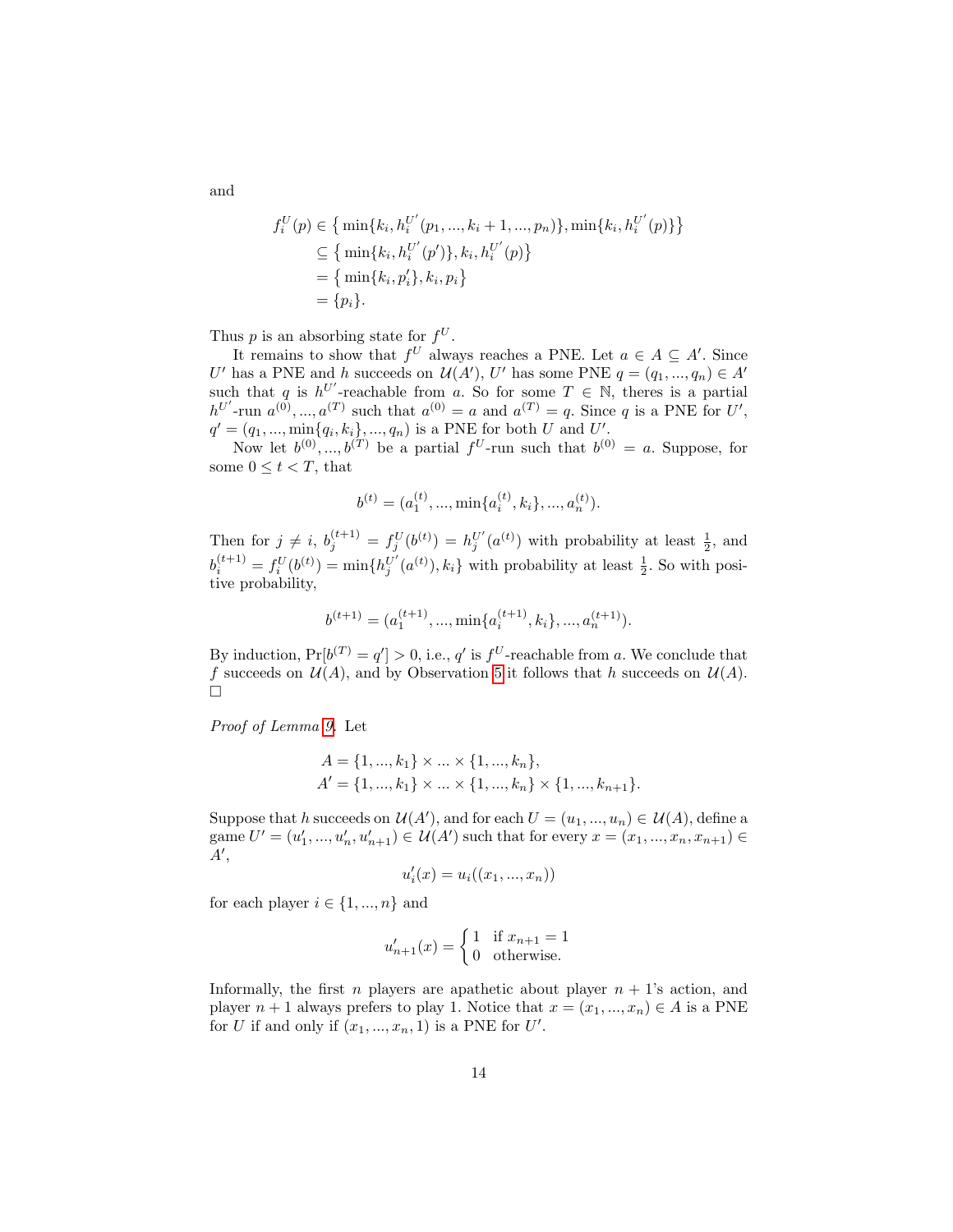and

$$
\begin{aligned}
f_i^U(p) &\in \big\{ \min\{k_i, h_i^{U'}(p_1, ..., k_i+1, ..., p_n)\}, \min\{k_i, h_i^{U'}(p)\}\big\} \\
&\subseteq \big\{ \min\{k_i, h_i^{U'}(p')\}, k_i, h_i^{U'}(p)\big\} \\
&= \big\{ \min\{k_i, p_i'\}, k_i, p_i\big\} \\
&= \{p_i\}.
\end{aligned}
$$

Thus $p$ is an absorbing state for $f^U$.

It remains to show that $f^U$ always reaches a PNE. Let $a \in A \subseteq A'$. Since $U'$ has a PNE and $h$ succeeds on $\mathcal{U}(A')$, $U'$ has some PNE $q = (q_1, ..., q_n) \in A'$ such that $q$ is $h^{U'}$-reachable from $a$. So for some $T \in \mathbb{N}$, theres is a partial $h^{U'}$-run $a^{(0)}, ..., a^{(T)}$ such that $a^{(0)} = a$ and $a^{(T)} = q$. Since $q$ is a PNE for $U'$, $q' = (q_1, ..., \min\{q_i, k_i\}, ..., q_n)$ is a PNE for both $U$ and $U'$.

Now let $b^{(0)}, ..., b^{(T)}$ be a partial $f^U$-run such that $b^{(0)} = a$. Suppose, for some $0 \leq t < T$, that

$$
b^{(t)} = (a_1^{(t)}, ..., \min\{a_i^{(t)}, k_i\}, ..., a_n^{(t)}).
$$

Then for $j \neq i$, $b_j^{(t+1)} = f_j^U(b^{(t)}) = h_j^{U'}(a^{(t)})$ with probability at least $\frac{1}{2}$, and $b_i^{(t+1)} = f_i^U(b^{(t)}) = \min\{h_j^{U'}(a^{(t)}), k_i\}$ with probability at least $\frac{1}{2}$. So with positive probability,

$$
b^{(t+1)} = (a_1^{(t+1)}, ..., \min\{a_i^{(t+1)}, k_i\}, ..., a_n^{(t+1)}).
$$

By induction, $\Pr[b^{(T)} = q'] > 0$, i.e., $q'$ is $f^U$-reachable from $a$. We conclude that $f$ succeeds on $\mathcal{U}(A)$, and by Observation 5 it follows that $h$ succeeds on $\mathcal{U}(A)$. $\square$

*Proof of Lemma 9.* Let

$$
\begin{aligned}
A &= \{1, ..., k_1\} \times ... \times \{1, ..., k_n\}, \\
A' &= \{1, ..., k_1\} \times ... \times \{1, ..., k_n\} \times \{1, ..., k_{n+1}\}.
\end{aligned}
$$

Suppose that $h$ succeeds on $\mathcal{U}(A')$, and for each $U = (u_1, ..., u_n) \in \mathcal{U}(A)$, define a game $U' = (u_1', ..., u_n', u_{n+1}') \in \mathcal{U}(A')$ such that for every $x = (x_1, ..., x_n, x_{n+1}) \in A'$,

$$
u_i'(x) = u_i((x_1, ..., x_n))
$$

for each player $i \in \{1, ..., n\}$ and

$$
u_{n+1}'(x) = \begin{cases} 1 & \text{if } x_{n+1} = 1 \\ 0 & \text{otherwise.} \end{cases}
$$

Informally, the first $n$ players are apathetic about player $n+1$'s action, and player $n+1$ always prefers to play 1. Notice that $x = (x_1, ..., x_n) \in A$ is a PNE for $U$ if and only if $(x_1, ..., x_n, 1)$ is a PNE for $U'$.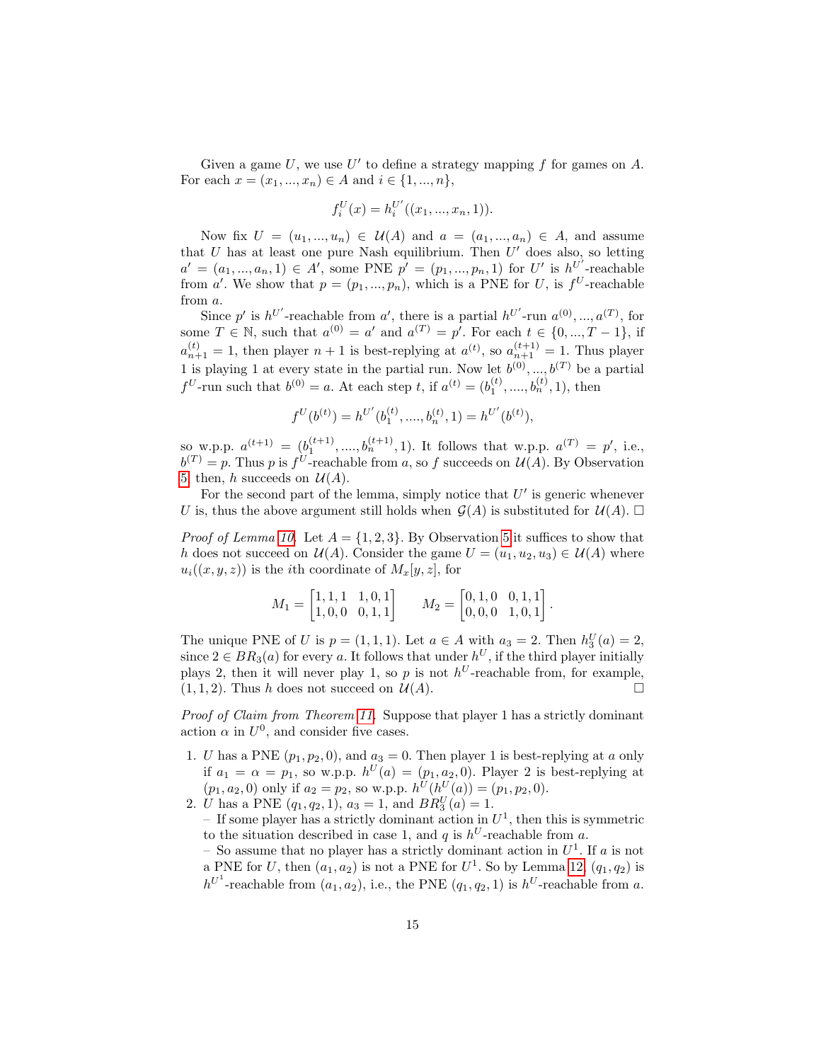Given a game $U$, we use $U'$ to define a strategy mapping $f$ for games on $A$. For each $x = (x_1, ..., x_n) \in A$ and $i \in \{1, ..., n\}$,

$$f_i^U(x) = h_i^{U'}((x_1, ..., x_n, 1)).$$

Now fix $U = (u_1, ..., u_n) \in \mathcal{U}(A)$ and $a = (a_1, ..., a_n) \in A$, and assume that $U$ has at least one pure Nash equilibrium. Then $U'$ does also, so letting $a' = (a_1, ..., a_n, 1) \in A'$, some PNE $p' = (p_1, ..., p_n, 1)$ for $U'$ is $h^{U'}$-reachable from $a'$. We show that $p = (p_1, ..., p_n)$, which is a PNE for $U$, is $f^U$-reachable from $a$.

Since $p'$ is $h^{U'}$-reachable from $a'$, there is a partial $h^{U'}$-run $a^{(0)}, ..., a^{(T)}$, for some $T \in \mathbb{N}$, such that $a^{(0)} = a'$ and $a^{(T)} = p'$. For each $t \in \{0, ..., T-1\}$, if $a_{n+1}^{(t)} = 1$, then player $n+1$ is best-replying at $a^{(t)}$, so $a_{n+1}^{(t+1)} = 1$. Thus player 1 is playing 1 at every state in the partial run. Now let $b^{(0)}, ..., b^{(T)}$ be a partial $f^U$-run such that $b^{(0)} = a$. At each step $t$, if $a^{(t)} = (b_1^{(t)}, ...., b_n^{(t)}, 1)$, then

$$f^U(b^{(t)}) = h^{U'}(b_1^{(t)}, ...., b_n^{(t)}, 1) = h^{U'}(b^{(t)}),$$

so w.p.p. $a^{(t+1)} = (b_1^{(t+1)}, ...., b_n^{(t+1)}, 1)$. It follows that w.p.p. $a^{(T)} = p'$, i.e., $b^{(T)} = p$. Thus $p$ is $f^U$-reachable from $a$, so $f$ succeeds on $\mathcal{U}(A)$. By Observation 5 then, $h$ succeeds on $\mathcal{U}(A)$.

For the second part of the lemma, simply notice that $U'$ is generic whenever $U$ is, thus the above argument still holds when $\mathcal{G}(A)$ is substituted for $\mathcal{U}(A)$. □

*Proof of Lemma 10.* Let $A = \{1, 2, 3\}$. By Observation 5 it suffices to show that $h$ does not succeed on $\mathcal{U}(A)$. Consider the game $U = (u_1, u_2, u_3) \in \mathcal{U}(A)$ where $u_i((x, y, z))$ is the $i$th coordinate of $M_x[y, z]$, for

$$M_1 = \begin{bmatrix} 1,1,1 & 1,0,1 \\ 1,0,0 & 0,1,1 \end{bmatrix} \qquad M_2 = \begin{bmatrix} 0,1,0 & 0,1,1 \\ 0,0,0 & 1,0,1 \end{bmatrix}.$$

The unique PNE of $U$ is $p = (1, 1, 1)$. Let $a \in A$ with $a_3 = 2$. Then $h_3^U(a) = 2$, since $2 \in BR_3(a)$ for every $a$. It follows that under $h^U$, if the third player initially plays 2, then it will never play 1, so $p$ is not $h^U$-reachable from, for example, $(1, 1, 2)$. Thus $h$ does not succeed on $\mathcal{U}(A)$. □

*Proof of Claim from Theorem 11.* Suppose that player 1 has a strictly dominant action $\alpha$ in $U^0$, and consider five cases.

1. $U$ has a PNE $(p_1, p_2, 0)$, and $a_3 = 0$. Then player 1 is best-replying at $a$ only if $a_1 = \alpha = p_1$, so w.p.p. $h^U(a) = (p_1, a_2, 0)$. Player 2 is best-replying at $(p_1, a_2, 0)$ only if $a_2 = p_2$, so w.p.p. $h^U(h^U(a)) = (p_1, p_2, 0)$.
2. $U$ has a PNE $(q_1, q_2, 1)$, $a_3 = 1$, and $BR_3^U(a) = 1$.
   – If some player has a strictly dominant action in $U^1$, then this is symmetric to the situation described in case 1, and $q$ is $h^U$-reachable from $a$.
   – So assume that no player has a strictly dominant action in $U^1$. If $a$ is not a PNE for $U$, then $(a_1, a_2)$ is not a PNE for $U^1$. So by Lemma 12, $(q_1, q_2)$ is $h^{U^1}$-reachable from $(a_1, a_2)$, i.e., the PNE $(q_1, q_2, 1)$ is $h^U$-reachable from $a$.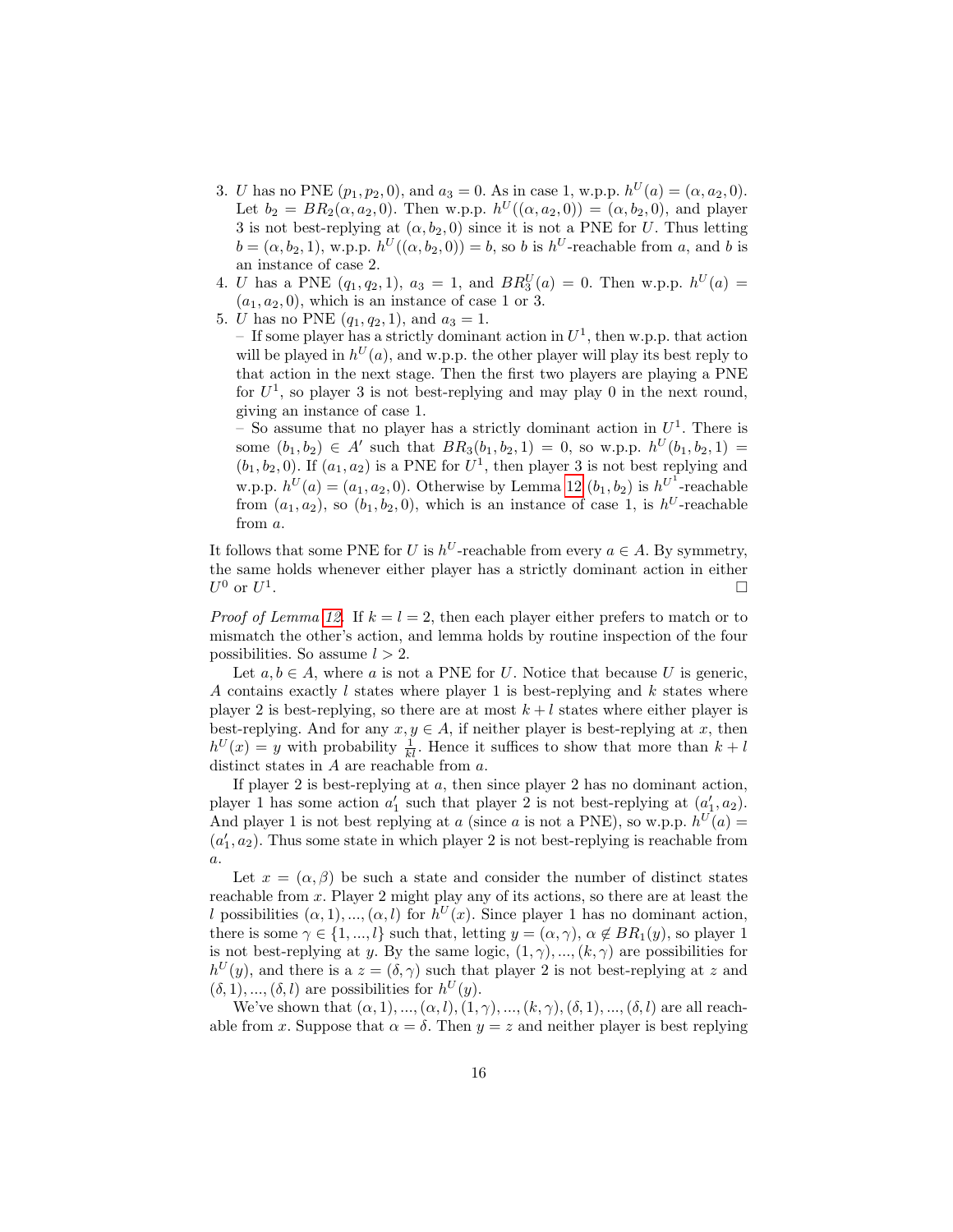3. $U$ has no PNE $(p_1, p_2, 0)$, and $a_3 = 0$. As in case 1, w.p.p. $h^U(a) = (\alpha, a_2, 0)$. Let $b_2 = BR_2(\alpha, a_2, 0)$. Then w.p.p. $h^U((\alpha, a_2, 0)) = (\alpha, b_2, 0)$, and player 3 is not best-replying at $(\alpha, b_2, 0)$ since it is not a PNE for $U$. Thus letting $b = (\alpha, b_2, 1)$, w.p.p. $h^U((\alpha, b_2, 0)) = b$, so $b$ is $h^U$-reachable from $a$, and $b$ is an instance of case 2.
4. $U$ has a PNE $(q_1, q_2, 1)$, $a_3 = 1$, and $BR_3^U(a) = 0$. Then w.p.p. $h^U(a) = (a_1, a_2, 0)$, which is an instance of case 1 or 3.
5. $U$ has no PNE $(q_1, q_2, 1)$, and $a_3 = 1$.
   – If some player has a strictly dominant action in $U^1$, then w.p.p. that action will be played in $h^U(a)$, and w.p.p. the other player will play its best reply to that action in the next stage. Then the first two players are playing a PNE for $U^1$, so player 3 is not best-replying and may play 0 in the next round, giving an instance of case 1.
   – So assume that no player has a strictly dominant action in $U^1$. There is some $(b_1, b_2) \in A'$ such that $BR_3(b_1, b_2, 1) = 0$, so w.p.p. $h^U(b_1, b_2, 1) = (b_1, b_2, 0)$. If $(a_1, a_2)$ is a PNE for $U^1$, then player 3 is not best replying and w.p.p. $h^U(a) = (a_1, a_2, 0)$. Otherwise by Lemma 12 $(b_1, b_2)$ is $h^{U^1}$-reachable from $(a_1, a_2)$, so $(b_1, b_2, 0)$, which is an instance of case 1, is $h^U$-reachable from $a$.

It follows that some PNE for $U$ is $h^U$-reachable from every $a \in A$. By symmetry, the same holds whenever either player has a strictly dominant action in either $U^0$ or $U^1$. □

*Proof of Lemma 12.* If $k = l = 2$, then each player either prefers to match or to mismatch the other's action, and lemma holds by routine inspection of the four possibilities. So assume $l > 2$.

Let $a, b \in A$, where $a$ is not a PNE for $U$. Notice that because $U$ is generic, $A$ contains exactly $l$ states where player 1 is best-replying and $k$ states where player 2 is best-replying, so there are at most $k + l$ states where either player is best-replying. And for any $x, y \in A$, if neither player is best-replying at $x$, then $h^U(x) = y$ with probability $\frac{1}{kl}$. Hence it suffices to show that more than $k + l$ distinct states in $A$ are reachable from $a$.

If player 2 is best-replying at $a$, then since player 2 has no dominant action, player 1 has some action $a_1'$ such that player 2 is not best-replying at $(a_1', a_2)$. And player 1 is not best replying at $a$ (since $a$ is not a PNE), so w.p.p. $h^U(a) = (a_1', a_2)$. Thus some state in which player 2 is not best-replying is reachable from $a$.

Let $x = (\alpha, \beta)$ be such a state and consider the number of distinct states reachable from $x$. Player 2 might play any of its actions, so there are at least the $l$ possibilities $(\alpha, 1), ..., (\alpha, l)$ for $h^U(x)$. Since player 1 has no dominant action, there is some $\gamma \in \{1, ..., l\}$ such that, letting $y = (\alpha, \gamma)$, $\alpha \notin BR_1(y)$, so player 1 is not best-replying at $y$. By the same logic, $(1, \gamma), ..., (k, \gamma)$ are possibilities for $h^U(y)$, and there is a $z = (\delta, \gamma)$ such that player 2 is not best-replying at $z$ and $(\delta, 1), ..., (\delta, l)$ are possibilities for $h^U(y)$.

We've shown that $(\alpha, 1), ..., (\alpha, l), (1, \gamma), ..., (k, \gamma), (\delta, 1), ..., (\delta, l)$ are all reachable from $x$. Suppose that $\alpha = \delta$. Then $y = z$ and neither player is best replying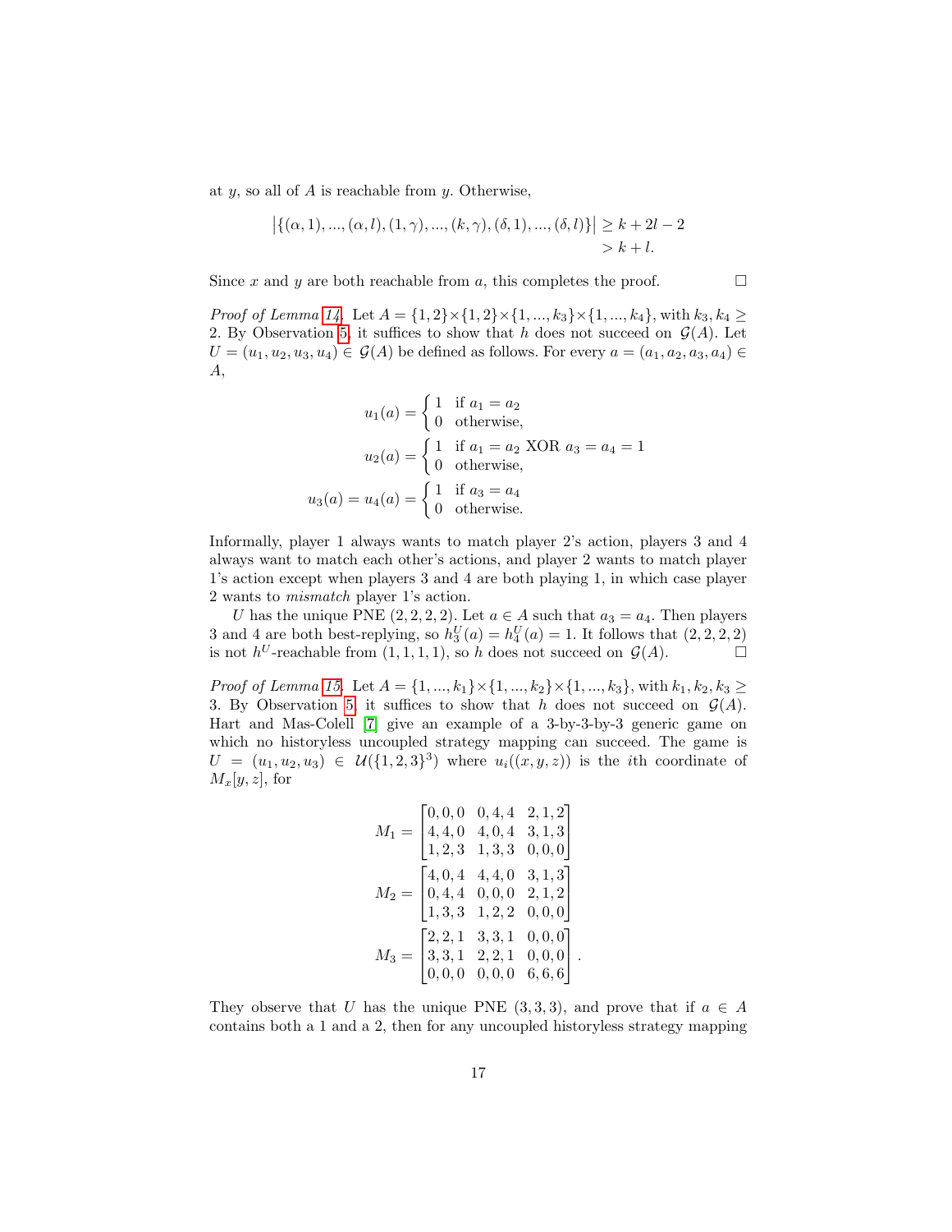at $y$, so all of $A$ is reachable from $y$. Otherwise,

$$\left|\{(\alpha,1),...,(\alpha,l),(1,\gamma),...,(k,\gamma),(\delta,1),...,(\delta,l)\}\right| \geq k+2l-2$$
$$> k+l.$$

Since $x$ and $y$ are both reachable from $a$, this completes the proof. □

*Proof of Lemma 14.* Let $A = \{1,2\}\times\{1,2\}\times\{1,...,k_3\}\times\{1,...,k_4\}$, with $k_3, k_4 \geq 2$. By Observation 5, it suffices to show that $h$ does not succeed on $\mathcal{G}(A)$. Let $U = (u_1,u_2,u_3,u_4) \in \mathcal{G}(A)$ be defined as follows. For every $a = (a_1,a_2,a_3,a_4) \in A$,

$$u_1(a) = \begin{cases} 1 & \text{if } a_1 = a_2 \\ 0 & \text{otherwise,} \end{cases}$$

$$u_2(a) = \begin{cases} 1 & \text{if } a_1 = a_2 \text{ XOR } a_3 = a_4 = 1 \\ 0 & \text{otherwise,} \end{cases}$$

$$u_3(a) = u_4(a) = \begin{cases} 1 & \text{if } a_3 = a_4 \\ 0 & \text{otherwise.} \end{cases}$$

Informally, player 1 always wants to match player 2's action, players 3 and 4 always want to match each other's actions, and player 2 wants to match player 1's action except when players 3 and 4 are both playing 1, in which case player 2 wants to *mismatch* player 1's action.

$U$ has the unique PNE $(2,2,2,2)$. Let $a \in A$ such that $a_3 = a_4$. Then players 3 and 4 are both best-replying, so $h_3^U(a) = h_4^U(a) = 1$. It follows that $(2,2,2,2)$ is not $h^U$-reachable from $(1,1,1,1)$, so $h$ does not succeed on $\mathcal{G}(A)$. □

*Proof of Lemma 15.* Let $A = \{1,...,k_1\}\times\{1,...,k_2\}\times\{1,...,k_3\}$, with $k_1,k_2,k_3 \geq 3$. By Observation 5, it suffices to show that $h$ does not succeed on $\mathcal{G}(A)$. Hart and Mas-Colell [7] give an example of a 3-by-3-by-3 generic game on which no historyless uncoupled strategy mapping can succeed. The game is $U = (u_1,u_2,u_3) \in \mathcal{U}(\{1,2,3\}^3)$ where $u_i((x,y,z))$ is the $i$th coordinate of $M_x[y,z]$, for

$$M_1 = \begin{bmatrix} 0,0,0 & 0,4,4 & 2,1,2 \\ 4,4,0 & 4,0,4 & 3,1,3 \\ 1,2,3 & 1,3,3 & 0,0,0 \end{bmatrix}$$

$$M_2 = \begin{bmatrix} 4,0,4 & 4,4,0 & 3,1,3 \\ 0,4,4 & 0,0,0 & 2,1,2 \\ 1,3,3 & 1,2,2 & 0,0,0 \end{bmatrix}$$

$$M_3 = \begin{bmatrix} 2,2,1 & 3,3,1 & 0,0,0 \\ 3,3,1 & 2,2,1 & 0,0,0 \\ 0,0,0 & 0,0,0 & 6,6,6 \end{bmatrix}.$$

They observe that $U$ has the unique PNE $(3,3,3)$, and prove that if $a \in A$ contains both a 1 and a 2, then for any uncoupled historyless strategy mapping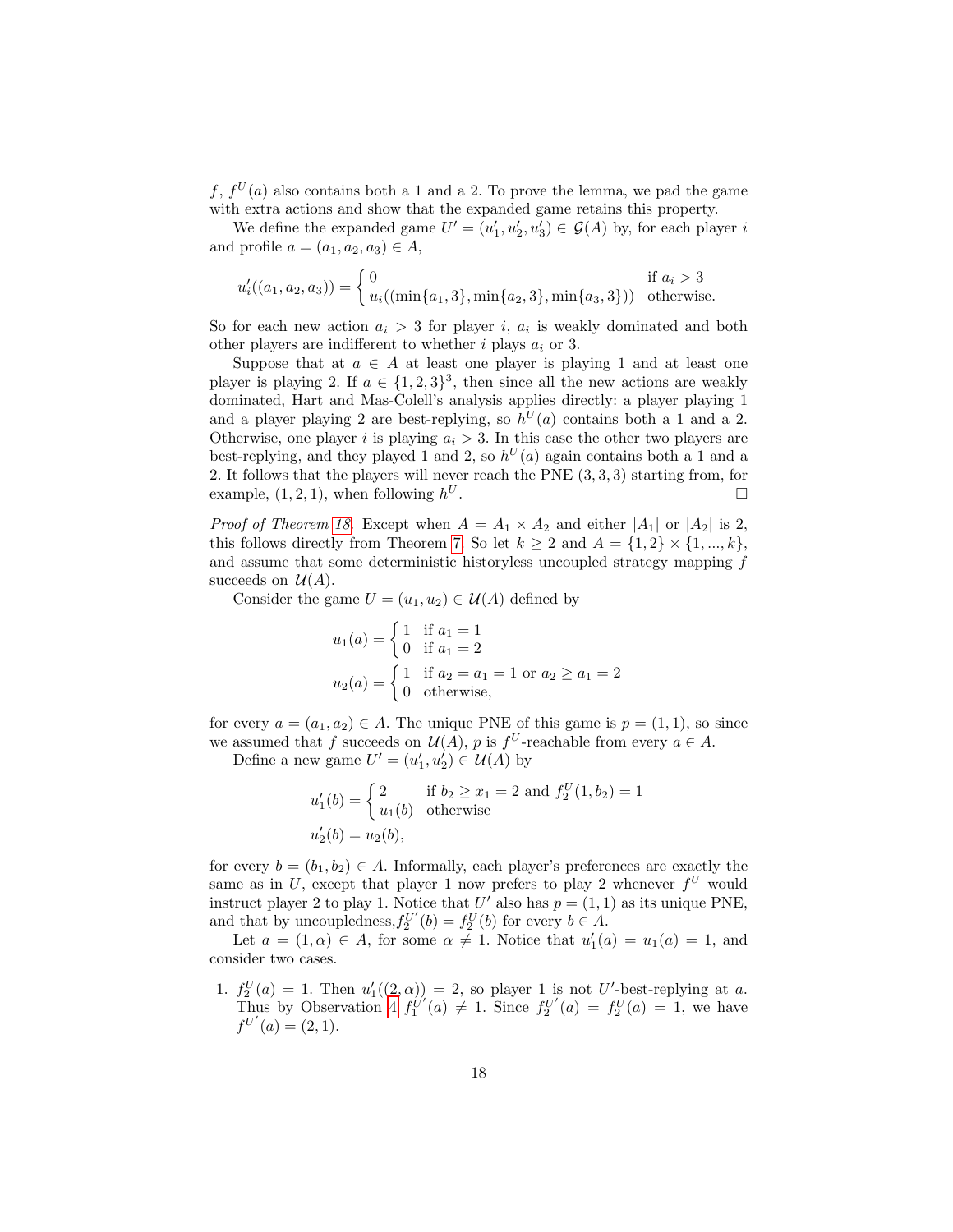$f$, $f^U(a)$ also contains both a 1 and a 2. To prove the lemma, we pad the game with extra actions and show that the expanded game retains this property.

We define the expanded game $U' = (u'_1, u'_2, u'_3) \in \mathcal{G}(A)$ by, for each player $i$ and profile $a = (a_1, a_2, a_3) \in A$,

$$u'_i((a_1, a_2, a_3)) = \begin{cases} 0 & \text{if } a_i > 3 \\ u_i((\min\{a_1, 3\}, \min\{a_2, 3\}, \min\{a_3, 3\})) & \text{otherwise.} \end{cases}$$

So for each new action $a_i > 3$ for player $i$, $a_i$ is weakly dominated and both other players are indifferent to whether $i$ plays $a_i$ or 3.

Suppose that at $a \in A$ at least one player is playing 1 and at least one player is playing 2. If $a \in \{1, 2, 3\}^3$, then since all the new actions are weakly dominated, Hart and Mas-Colell's analysis applies directly: a player playing 1 and a player playing 2 are best-replying, so $h^U(a)$ contains both a 1 and a 2. Otherwise, one player $i$ is playing $a_i > 3$. In this case the other two players are best-replying, and they played 1 and 2, so $h^U(a)$ again contains both a 1 and a 2. It follows that the players will never reach the PNE $(3, 3, 3)$ starting from, for example, $(1, 2, 1)$, when following $h^U$. □

*Proof of Theorem 18.* Except when $A = A_1 \times A_2$ and either $|A_1|$ or $|A_2|$ is 2, this follows directly from Theorem 7. So let $k \geq 2$ and $A = \{1, 2\} \times \{1, ..., k\}$, and assume that some deterministic historyless uncoupled strategy mapping $f$ succeeds on $\mathcal{U}(A)$.

Consider the game $U = (u_1, u_2) \in \mathcal{U}(A)$ defined by

$$u_1(a) = \begin{cases} 1 & \text{if } a_1 = 1 \\ 0 & \text{if } a_1 = 2 \end{cases}$$

$$u_2(a) = \begin{cases} 1 & \text{if } a_2 = a_1 = 1 \text{ or } a_2 \geq a_1 = 2 \\ 0 & \text{otherwise,} \end{cases}$$

for every $a = (a_1, a_2) \in A$. The unique PNE of this game is $p = (1, 1)$, so since we assumed that $f$ succeeds on $\mathcal{U}(A)$, $p$ is $f^U$-reachable from every $a \in A$.

Define a new game $U' = (u'_1, u'_2) \in \mathcal{U}(A)$ by

$$u'_1(b) = \begin{cases} 2 & \text{if } b_2 \geq x_1 = 2 \text{ and } f_2^U(1, b_2) = 1 \\ u_1(b) & \text{otherwise} \end{cases}$$

$$u'_2(b) = u_2(b),$$

for every $b = (b_1, b_2) \in A$. Informally, each player's preferences are exactly the same as in $U$, except that player 1 now prefers to play 2 whenever $f^U$ would instruct player 2 to play 1. Notice that $U'$ also has $p = (1, 1)$ as its unique PNE, and that by uncoupledness, $f_2^{U'}(b) = f_2^U(b)$ for every $b \in A$.

Let $a = (1, \alpha) \in A$, for some $\alpha \neq 1$. Notice that $u'_1(a) = u_1(a) = 1$, and consider two cases.

1. $f_2^U(a) = 1$. Then $u'_1((2, \alpha)) = 2$, so player 1 is not $U'$-best-replying at $a$. Thus by Observation 4 $f_1^{U'}(a) \neq 1$. Since $f_2^{U'}(a) = f_2^U(a) = 1$, we have $f^{U'}(a) = (2, 1)$.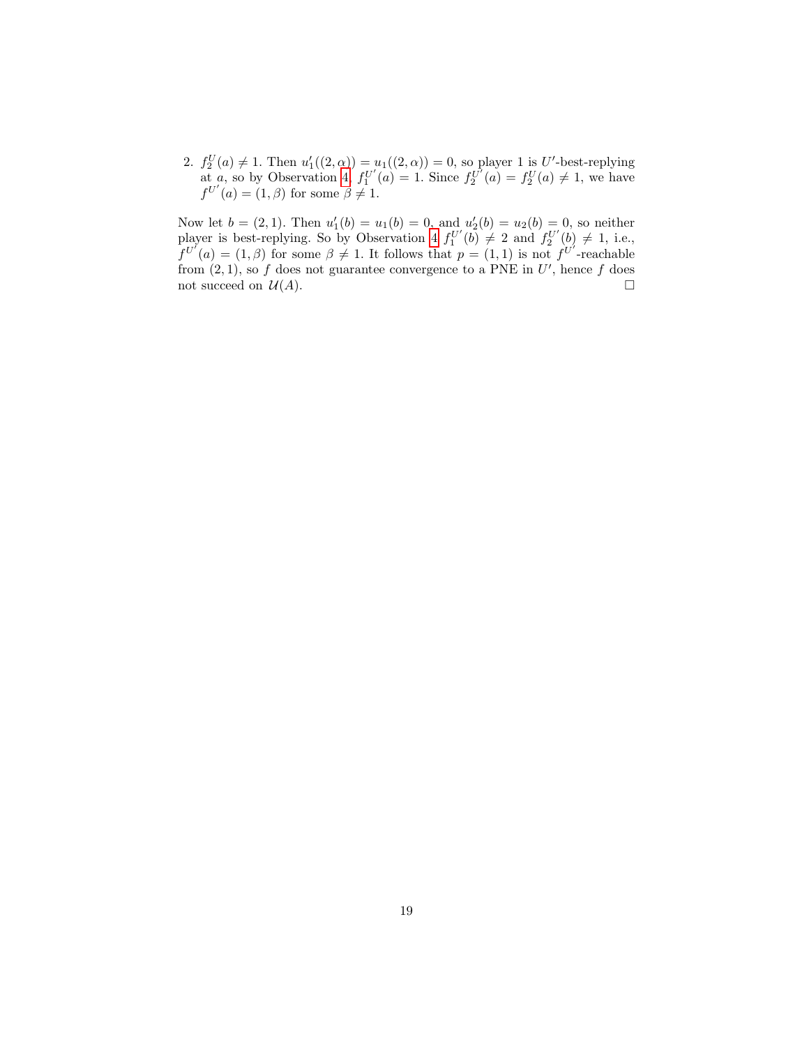2. $f_2^U(a) \neq 1$. Then $u_1'((2,\alpha)) = u_1((2,\alpha)) = 0$, so player 1 is $U'$-best-replying at $a$, so by Observation 4, $f_1^{U'}(a) = 1$. Since $f_2^{U'}(a) = f_2^U(a) \neq 1$, we have $f^{U'}(a) = (1,\beta)$ for some $\beta \neq 1$.

Now let $b = (2,1)$. Then $u_1'(b) = u_1(b) = 0$, and $u_2'(b) = u_2(b) = 0$, so neither player is best-replying. So by Observation 4 $f_1^{U'}(b) \neq 2$ and $f_2^{U'}(b) \neq 1$, i.e., $f^{U'}(a) = (1,\beta)$ for some $\beta \neq 1$. It follows that $p = (1,1)$ is not $f^{U'}$-reachable from $(2,1)$, so $f$ does not guarantee convergence to a PNE in $U'$, hence $f$ does not succeed on $\mathcal{U}(A)$. □